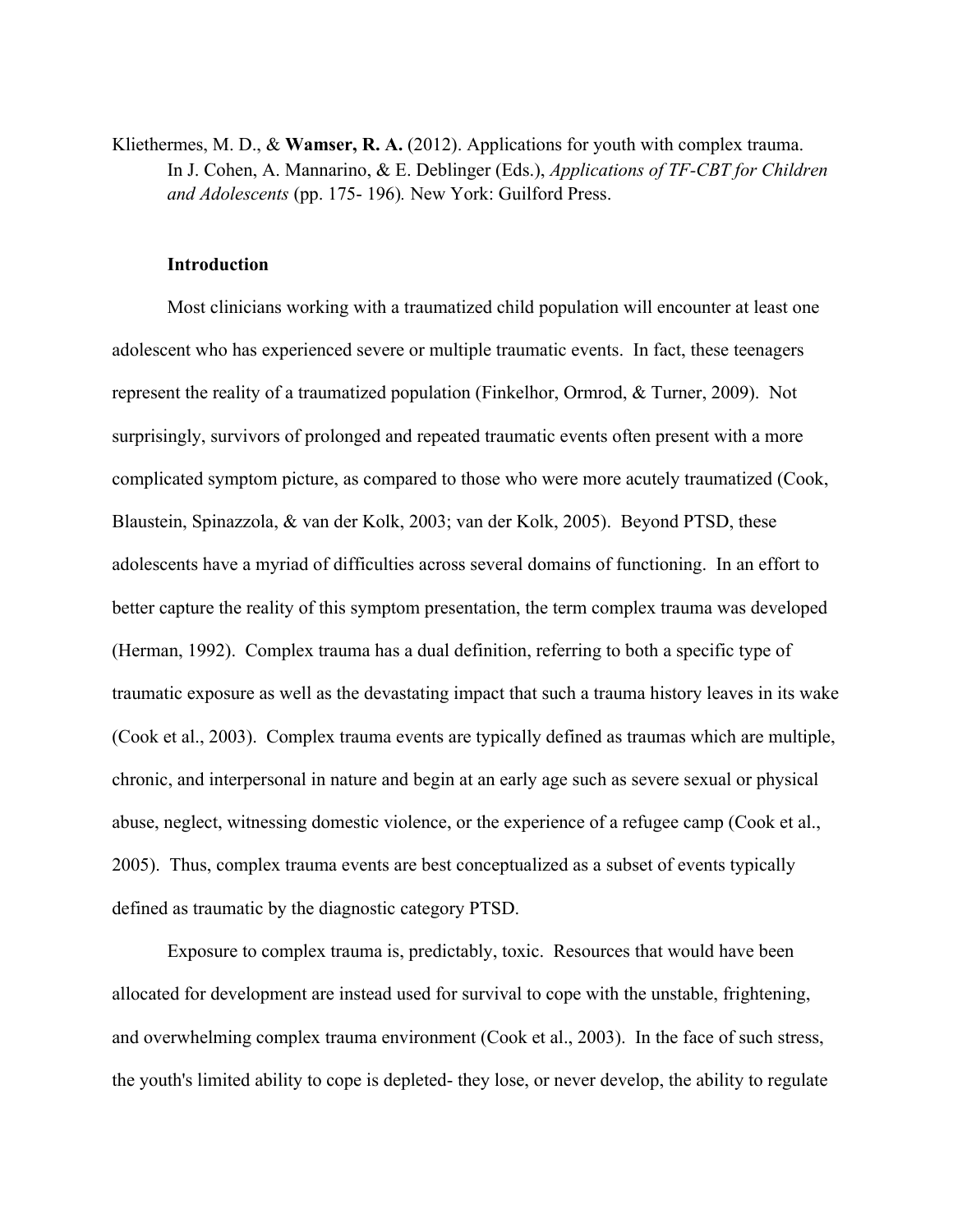Kliethermes, M. D., & **Wamser, R. A.** (2012). Applications for youth with complex trauma. In J. Cohen, A. Mannarino, & E. Deblinger (Eds.), *Applications of TF-CBT for Children and Adolescents* (pp. 175- 196)*.* New York: Guilford Press.

## Introduction

Most clinicians working with a traumatized child population will encounter at least one adolescent who has experienced severe or multiple traumatic events. In fact, these teenagers represent the reality of a traumatized population (Finkelhor, Ormrod, & Turner, 2009). Not surprisingly, survivors of prolonged and repeated traumatic events often present with a more complicated symptom picture, as compared to those who were more acutely traumatized (Cook, Blaustein, Spinazzola, & van der Kolk, 2003; van der Kolk, 2005). Beyond PTSD, these adolescents have a myriad of difficulties across several domains of functioning. In an effort to better capture the reality of this symptom presentation, the term complex trauma was developed (Herman, 1992). Complex trauma has a dual definition, referring to both a specific type of traumatic exposure as well as the devastating impact that such a trauma history leaves in its wake (Cook et al., 2003). Complex trauma events are typically defined as traumas which are multiple, chronic, and interpersonal in nature and begin at an early age such as severe sexual or physical abuse, neglect, witnessing domestic violence, or the experience of a refugee camp (Cook et al., 2005). Thus, complex trauma events are best conceptualized as a subset of events typically defined as traumatic by the diagnostic category PTSD.

Exposure to complex trauma is, predictably, toxic. Resources that would have been allocated for development are instead used for survival to cope with the unstable, frightening, and overwhelming complex trauma environment (Cook et al., 2003). In the face of such stress, the youth's limited ability to cope is depleted- they lose, or never develop, the ability to regulate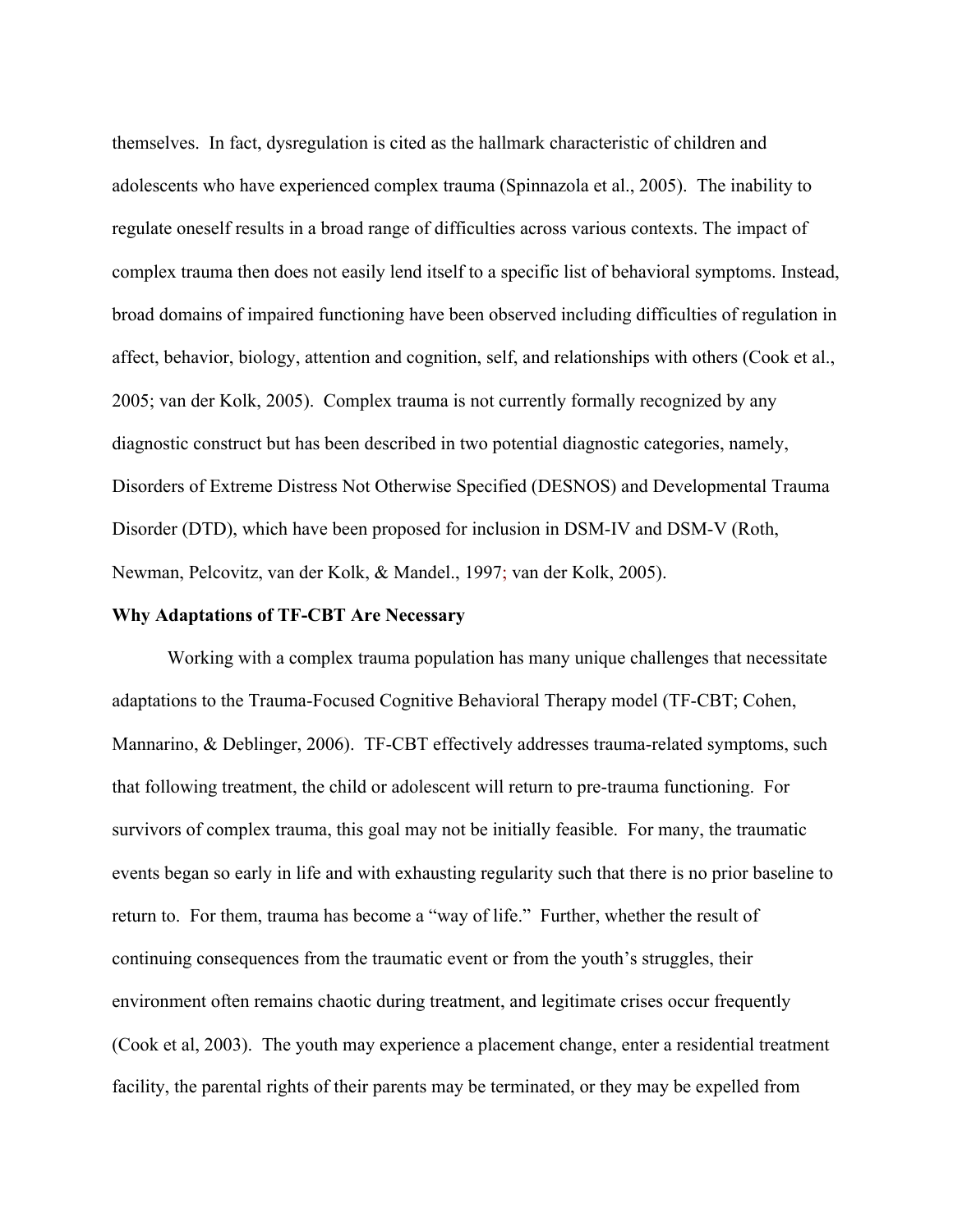themselves. In fact, dysregulation is cited as the hallmark characteristic of children and adolescents who have experienced complex trauma (Spinnazola et al., 2005). The inability to regulate oneself results in a broad range of difficulties across various contexts. The impact of complex trauma then does not easily lend itself to a specific list of behavioral symptoms. Instead, broad domains of impaired functioning have been observed including difficulties of regulation in affect, behavior, biology, attention and cognition, self, and relationships with others (Cook et al., 2005; van der Kolk, 2005). Complex trauma is not currently formally recognized by any diagnostic construct but has been described in two potential diagnostic categories, namely, Disorders of Extreme Distress Not Otherwise Specified (DESNOS) and Developmental Trauma Disorder (DTD), which have been proposed for inclusion in DSM-IV and DSM-V (Roth, Newman, Pelcovitz, van der Kolk, & Mandel., 1997; van der Kolk, 2005).

**Why Adaptations of TF-CBT Are Necessary**

Working with a complex trauma population has many unique challenges that necessitate adaptations to the Trauma-Focused Cognitive Behavioral Therapy model (TF-CBT; Cohen, Mannarino, & Deblinger, 2006). TF-CBT effectively addresses trauma-related symptoms, such that following treatment, the child or adolescent will return to pre-trauma functioning. For survivors of complex trauma, this goal may not be initially feasible. For many, the traumatic events began so early in life and with exhausting regularity such that there is no prior baseline to return to. For them, trauma has become a "way of life." Further, whether the result of continuing consequences from the traumatic event or from the youth's struggles, their environment often remains chaotic during treatment, and legitimate crises occur frequently (Cook et al, 2003). The youth may experience a placement change, enter a residential treatment facility, the parental rights of their parents may be terminated, or they may be expelled from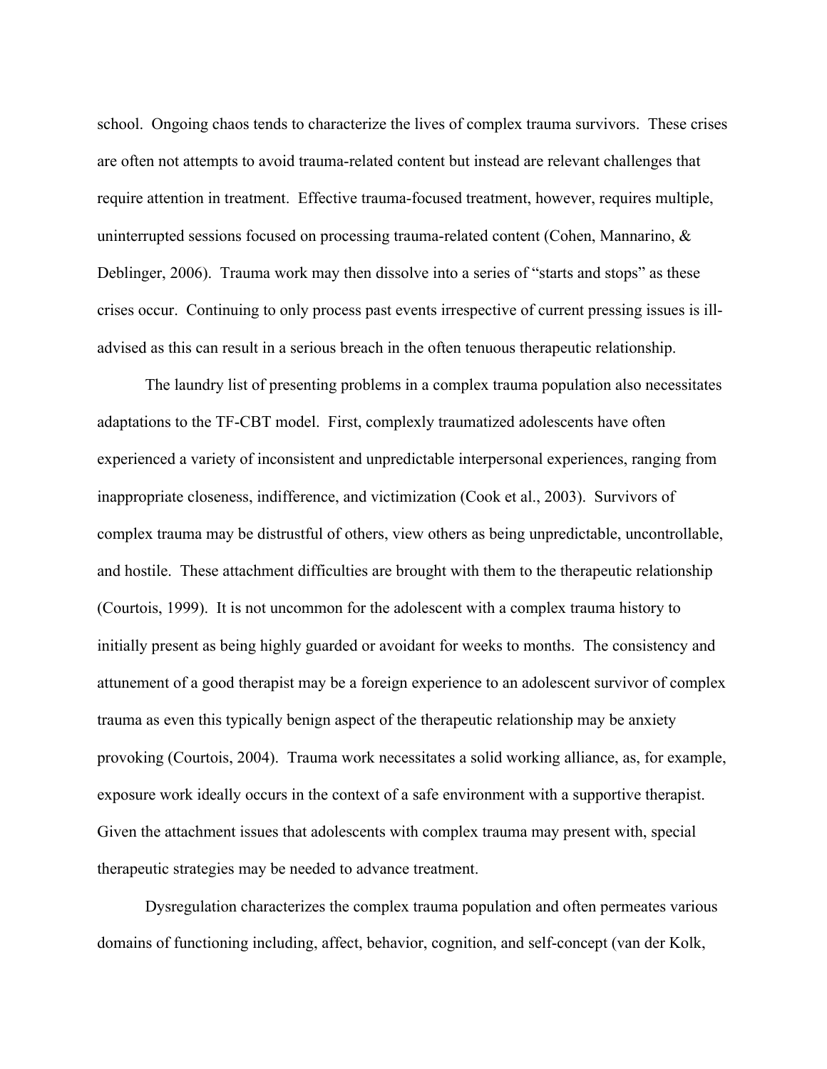school. Ongoing chaos tends to characterize the lives of complex trauma survivors. These crises are often not attempts to avoid trauma-related content but instead are relevant challenges that require attention in treatment. Effective trauma-focused treatment, however, requires multiple, uninterrupted sessions focused on processing trauma-related content (Cohen, Mannarino, & Deblinger, 2006). Trauma work may then dissolve into a series of "starts and stops" as these crises occur. Continuing to only process past events irrespective of current pressing issues is ill-advised as this can result in a serious breach in the often tenuous therapeutic relationship.

The laundry list of presenting problems in a complex trauma population also necessitates adaptations to the TF-CBT model. First, complexly traumatized adolescents have often experienced a variety of inconsistent and unpredictable interpersonal experiences, ranging from inappropriate closeness, indifference, and victimization (Cook et al., 2003). Survivors of complex trauma may be distrustful of others, view others as being unpredictable, uncontrollable, and hostile. These attachment difficulties are brought with them to the therapeutic relationship (Courtois, 1999). It is not uncommon for the adolescent with a complex trauma history to initially present as being highly guarded or avoidant for weeks to months. The consistency and attunement of a good therapist may be a foreign experience to an adolescent survivor of complex trauma as even this typically benign aspect of the therapeutic relationship may be anxiety provoking (Courtois, 2004). Trauma work necessitates a solid working alliance, as, for example, exposure work ideally occurs in the context of a safe environment with a supportive therapist. Given the attachment issues that adolescents with complex trauma may present with, special therapeutic strategies may be needed to advance treatment.

Dysregulation characterizes the complex trauma population and often permeates various domains of functioning including, affect, behavior, cognition, and self-concept (van der Kolk,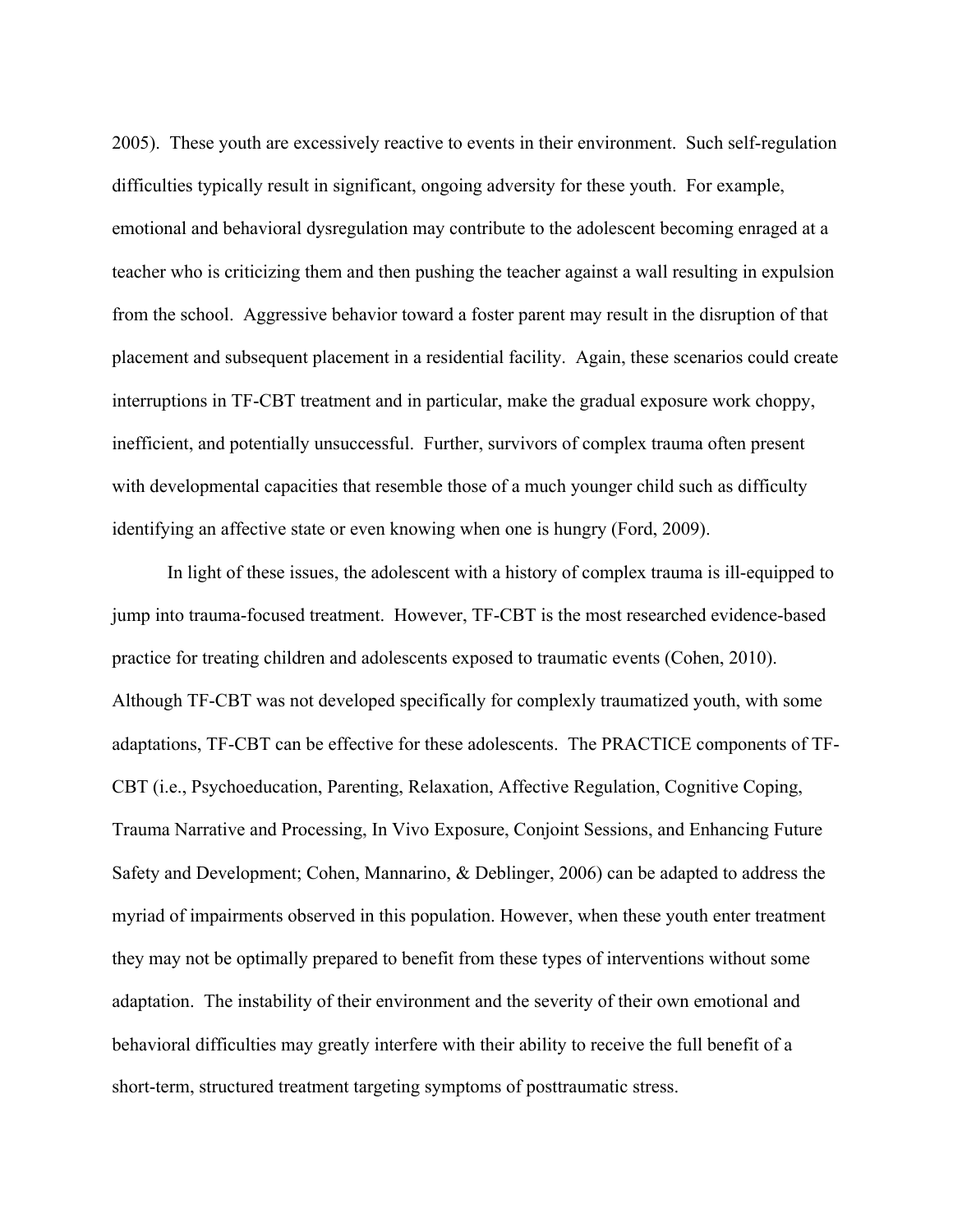2005). These youth are excessively reactive to events in their environment. Such self-regulation difficulties typically result in significant, ongoing adversity for these youth. For example, emotional and behavioral dysregulation may contribute to the adolescent becoming enraged at a teacher who is criticizing them and then pushing the teacher against a wall resulting in expulsion from the school. Aggressive behavior toward a foster parent may result in the disruption of that placement and subsequent placement in a residential facility. Again, these scenarios could create interruptions in TF-CBT treatment and in particular, make the gradual exposure work choppy, inefficient, and potentially unsuccessful. Further, survivors of complex trauma often present with developmental capacities that resemble those of a much younger child such as difficulty identifying an affective state or even knowing when one is hungry (Ford, 2009).

In light of these issues, the adolescent with a history of complex trauma is ill-equipped to jump into trauma-focused treatment. However, TF-CBT is the most researched evidence-based practice for treating children and adolescents exposed to traumatic events (Cohen, 2010). Although TF-CBT was not developed specifically for complexly traumatized youth, with some adaptations, TF-CBT can be effective for these adolescents. The PRACTICE components of TF-CBT (i.e., Psychoeducation, Parenting, Relaxation, Affective Regulation, Cognitive Coping, Trauma Narrative and Processing, In Vivo Exposure, Conjoint Sessions, and Enhancing Future Safety and Development; Cohen, Mannarino, & Deblinger, 2006) can be adapted to address the myriad of impairments observed in this population. However, when these youth enter treatment they may not be optimally prepared to benefit from these types of interventions without some adaptation. The instability of their environment and the severity of their own emotional and behavioral difficulties may greatly interfere with their ability to receive the full benefit of a short-term, structured treatment targeting symptoms of posttraumatic stress.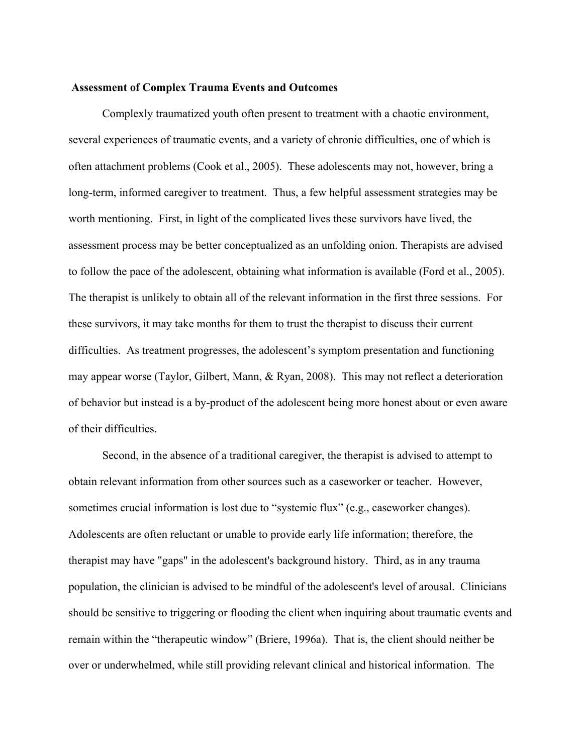**Assessment of Complex Trauma Events and Outcomes**

Complexly traumatized youth often present to treatment with a chaotic environment, several experiences of traumatic events, and a variety of chronic difficulties, one of which is often attachment problems (Cook et al., 2005). These adolescents may not, however, bring a long-term, informed caregiver to treatment. Thus, a few helpful assessment strategies may be worth mentioning. First, in light of the complicated lives these survivors have lived, the assessment process may be better conceptualized as an unfolding onion. Therapists are advised to follow the pace of the adolescent, obtaining what information is available (Ford et al., 2005). The therapist is unlikely to obtain all of the relevant information in the first three sessions. For these survivors, it may take months for them to trust the therapist to discuss their current difficulties. As treatment progresses, the adolescent's symptom presentation and functioning may appear worse (Taylor, Gilbert, Mann, & Ryan, 2008). This may not reflect a deterioration of behavior but instead is a by-product of the adolescent being more honest about or even aware of their difficulties.

Second, in the absence of a traditional caregiver, the therapist is advised to attempt to obtain relevant information from other sources such as a caseworker or teacher. However, sometimes crucial information is lost due to "systemic flux" (e.g., caseworker changes). Adolescents are often reluctant or unable to provide early life information; therefore, the therapist may have "gaps" in the adolescent's background history. Third, as in any trauma population, the clinician is advised to be mindful of the adolescent's level of arousal. Clinicians should be sensitive to triggering or flooding the client when inquiring about traumatic events and remain within the "therapeutic window" (Briere, 1996a). That is, the client should neither be over or underwhelmed, while still providing relevant clinical and historical information. The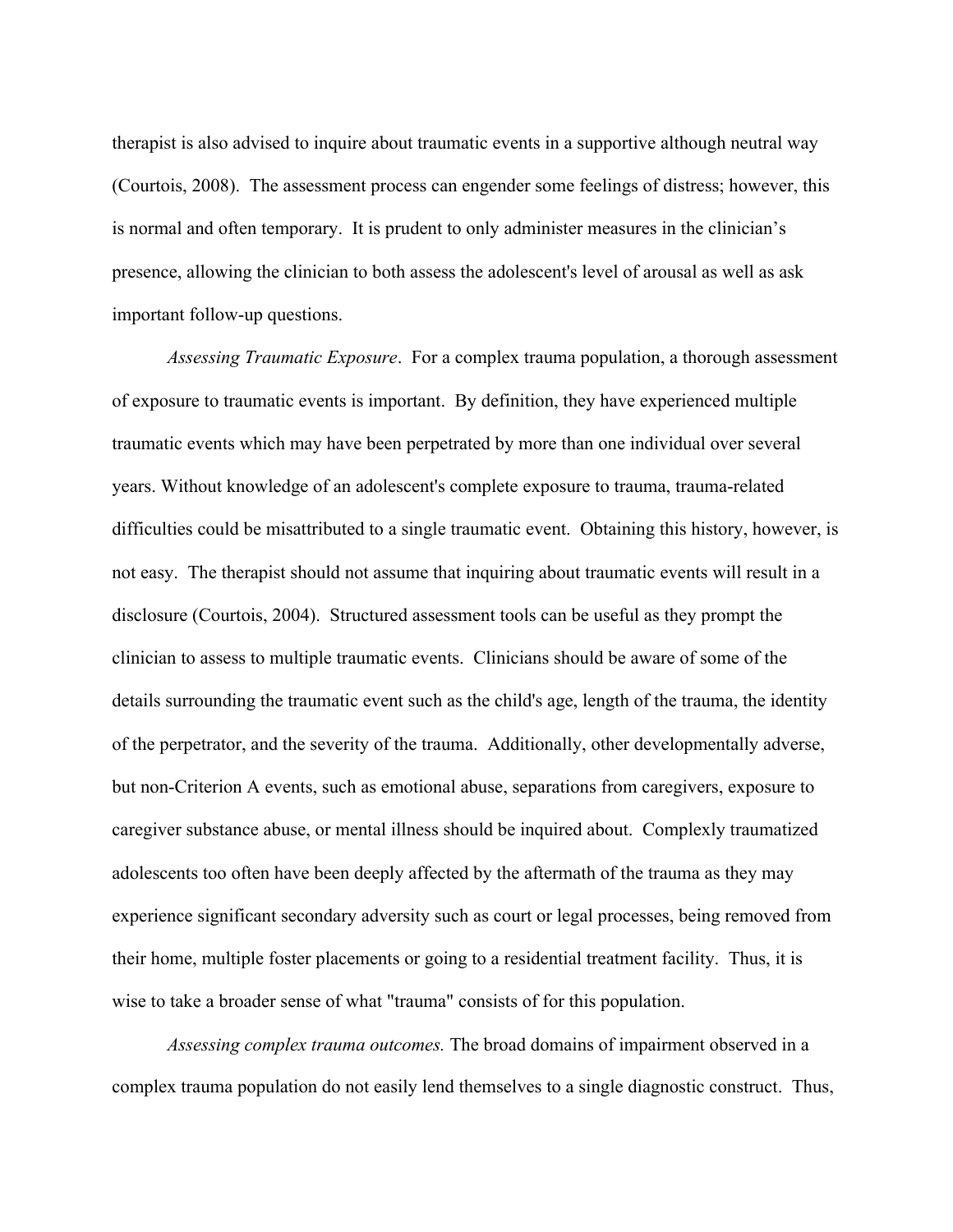therapist is also advised to inquire about traumatic events in a supportive although neutral way (Courtois, 2008). The assessment process can engender some feelings of distress; however, this is normal and often temporary. It is prudent to only administer measures in the clinician's presence, allowing the clinician to both assess the adolescent's level of arousal as well as ask important follow-up questions.

*Assessing Traumatic Exposure*. For a complex trauma population, a thorough assessment of exposure to traumatic events is important. By definition, they have experienced multiple traumatic events which may have been perpetrated by more than one individual over several years. Without knowledge of an adolescent's complete exposure to trauma, trauma-related difficulties could be misattributed to a single traumatic event. Obtaining this history, however, is not easy. The therapist should not assume that inquiring about traumatic events will result in a disclosure (Courtois, 2004). Structured assessment tools can be useful as they prompt the clinician to assess to multiple traumatic events. Clinicians should be aware of some of the details surrounding the traumatic event such as the child's age, length of the trauma, the identity of the perpetrator, and the severity of the trauma. Additionally, other developmentally adverse, but non-Criterion A events, such as emotional abuse, separations from caregivers, exposure to caregiver substance abuse, or mental illness should be inquired about. Complexly traumatized adolescents too often have been deeply affected by the aftermath of the trauma as they may experience significant secondary adversity such as court or legal processes, being removed from their home, multiple foster placements or going to a residential treatment facility. Thus, it is wise to take a broader sense of what "trauma" consists of for this population.

*Assessing complex trauma outcomes.* The broad domains of impairment observed in a complex trauma population do not easily lend themselves to a single diagnostic construct. Thus,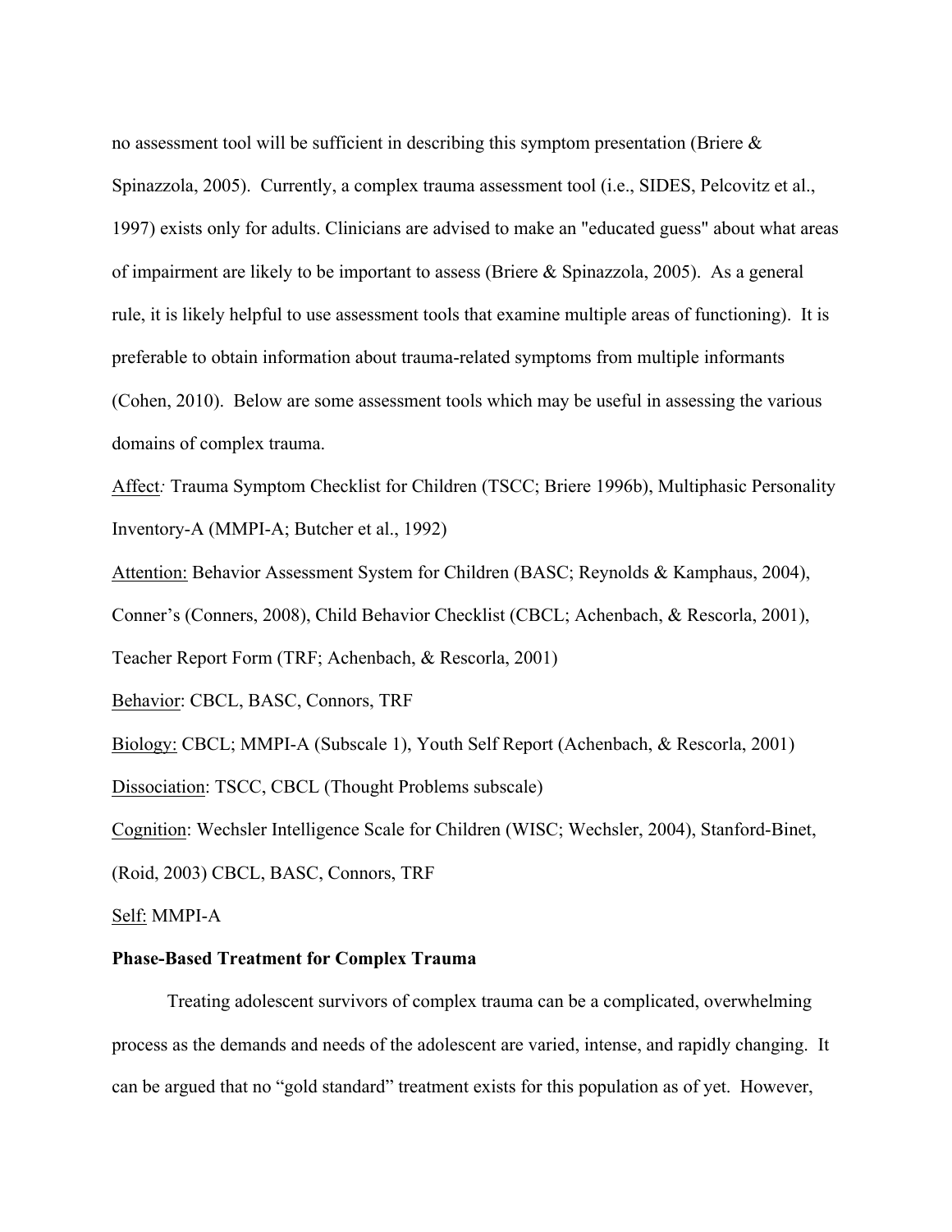no assessment tool will be sufficient in describing this symptom presentation (Briere & Spinazzola, 2005). Currently, a complex trauma assessment tool (i.e., SIDES, Pelcovitz et al., 1997) exists only for adults. Clinicians are advised to make an "educated guess" about what areas of impairment are likely to be important to assess (Briere & Spinazzola, 2005). As a general rule, it is likely helpful to use assessment tools that examine multiple areas of functioning). It is preferable to obtain information about trauma-related symptoms from multiple informants (Cohen, 2010). Below are some assessment tools which may be useful in assessing the various domains of complex trauma.

<u>Affect</u>*:* Trauma Symptom Checklist for Children (TSCC; Briere 1996b), Multiphasic Personality Inventory-A (MMPI-A; Butcher et al., 1992)

<u>Attention:</u> Behavior Assessment System for Children (BASC; Reynolds & Kamphaus, 2004), Conner's (Conners, 2008), Child Behavior Checklist (CBCL; Achenbach, & Rescorla, 2001), Teacher Report Form (TRF; Achenbach, & Rescorla, 2001)

<u>Behavior</u>: CBCL, BASC, Connors, TRF

<u>Biology:</u> CBCL; MMPI-A (Subscale 1), Youth Self Report (Achenbach, & Rescorla, 2001)

<u>Dissociation</u>: TSCC, CBCL (Thought Problems subscale)

<u>Cognition</u>: Wechsler Intelligence Scale for Children (WISC; Wechsler, 2004), Stanford-Binet, (Roid, 2003) CBCL, BASC, Connors, TRF

<u>Self:</u> MMPI-A

**Phase-Based Treatment for Complex Trauma**

Treating adolescent survivors of complex trauma can be a complicated, overwhelming process as the demands and needs of the adolescent are varied, intense, and rapidly changing. It can be argued that no "gold standard" treatment exists for this population as of yet. However,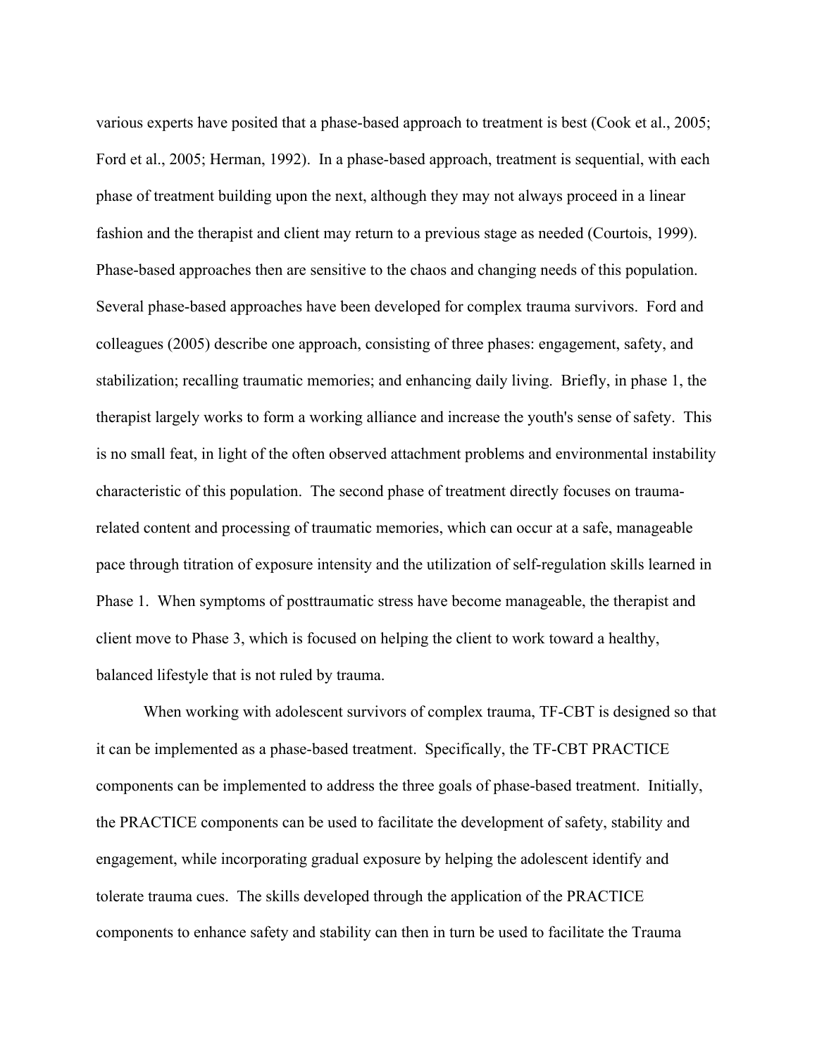various experts have posited that a phase-based approach to treatment is best (Cook et al., 2005; Ford et al., 2005; Herman, 1992). In a phase-based approach, treatment is sequential, with each phase of treatment building upon the next, although they may not always proceed in a linear fashion and the therapist and client may return to a previous stage as needed (Courtois, 1999). Phase-based approaches then are sensitive to the chaos and changing needs of this population. Several phase-based approaches have been developed for complex trauma survivors. Ford and colleagues (2005) describe one approach, consisting of three phases: engagement, safety, and stabilization; recalling traumatic memories; and enhancing daily living. Briefly, in phase 1, the therapist largely works to form a working alliance and increase the youth's sense of safety. This is no small feat, in light of the often observed attachment problems and environmental instability characteristic of this population. The second phase of treatment directly focuses on trauma-related content and processing of traumatic memories, which can occur at a safe, manageable pace through titration of exposure intensity and the utilization of self-regulation skills learned in Phase 1. When symptoms of posttraumatic stress have become manageable, the therapist and client move to Phase 3, which is focused on helping the client to work toward a healthy, balanced lifestyle that is not ruled by trauma.

When working with adolescent survivors of complex trauma, TF-CBT is designed so that it can be implemented as a phase-based treatment. Specifically, the TF-CBT PRACTICE components can be implemented to address the three goals of phase-based treatment. Initially, the PRACTICE components can be used to facilitate the development of safety, stability and engagement, while incorporating gradual exposure by helping the adolescent identify and tolerate trauma cues. The skills developed through the application of the PRACTICE components to enhance safety and stability can then in turn be used to facilitate the Trauma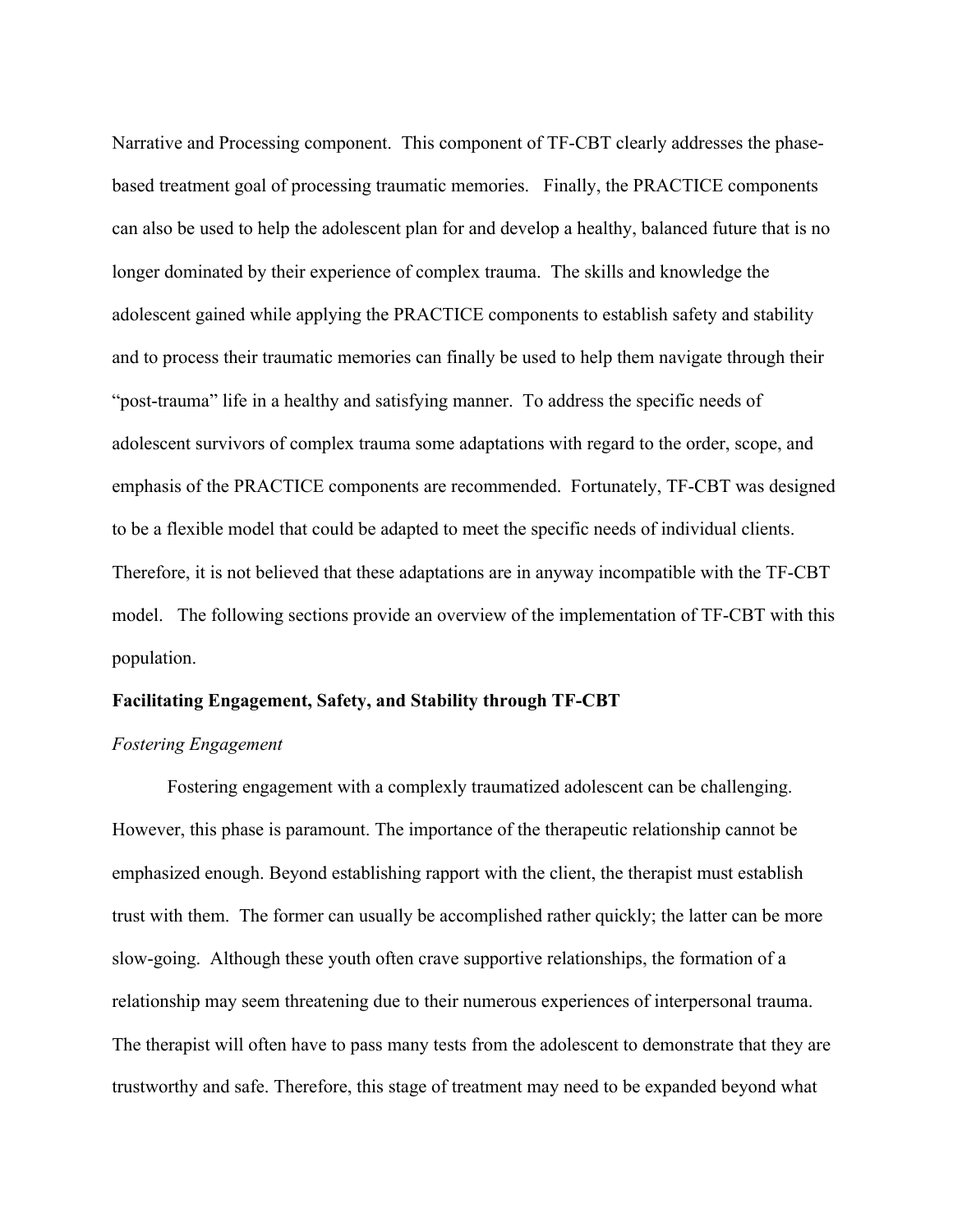Narrative and Processing component. This component of TF-CBT clearly addresses the phase-based treatment goal of processing traumatic memories. Finally, the PRACTICE components can also be used to help the adolescent plan for and develop a healthy, balanced future that is no longer dominated by their experience of complex trauma. The skills and knowledge the adolescent gained while applying the PRACTICE components to establish safety and stability and to process their traumatic memories can finally be used to help them navigate through their "post-trauma" life in a healthy and satisfying manner. To address the specific needs of adolescent survivors of complex trauma some adaptations with regard to the order, scope, and emphasis of the PRACTICE components are recommended. Fortunately, TF-CBT was designed to be a flexible model that could be adapted to meet the specific needs of individual clients. Therefore, it is not believed that these adaptations are in anyway incompatible with the TF-CBT model. The following sections provide an overview of the implementation of TF-CBT with this population.

## Facilitating Engagement, Safety, and Stability through TF-CBT

### *Fostering Engagement*

Fostering engagement with a complexly traumatized adolescent can be challenging. However, this phase is paramount. The importance of the therapeutic relationship cannot be emphasized enough. Beyond establishing rapport with the client, the therapist must establish trust with them. The former can usually be accomplished rather quickly; the latter can be more slow-going. Although these youth often crave supportive relationships, the formation of a relationship may seem threatening due to their numerous experiences of interpersonal trauma. The therapist will often have to pass many tests from the adolescent to demonstrate that they are trustworthy and safe. Therefore, this stage of treatment may need to be expanded beyond what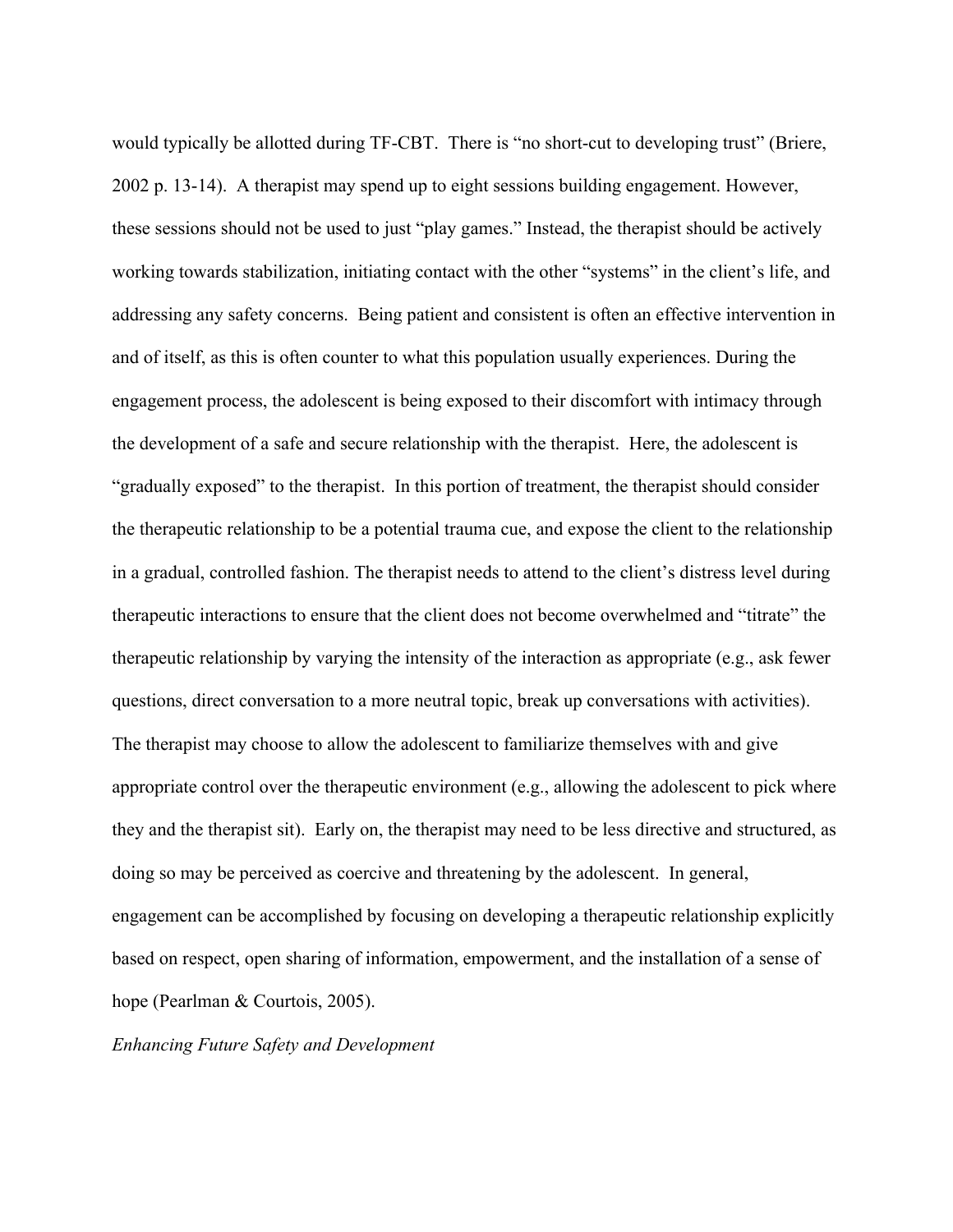would typically be allotted during TF-CBT. There is "no short-cut to developing trust" (Briere, 2002 p. 13-14). A therapist may spend up to eight sessions building engagement. However, these sessions should not be used to just "play games." Instead, the therapist should be actively working towards stabilization, initiating contact with the other "systems" in the client's life, and addressing any safety concerns. Being patient and consistent is often an effective intervention in and of itself, as this is often counter to what this population usually experiences. During the engagement process, the adolescent is being exposed to their discomfort with intimacy through the development of a safe and secure relationship with the therapist. Here, the adolescent is "gradually exposed" to the therapist. In this portion of treatment, the therapist should consider the therapeutic relationship to be a potential trauma cue, and expose the client to the relationship in a gradual, controlled fashion. The therapist needs to attend to the client's distress level during therapeutic interactions to ensure that the client does not become overwhelmed and "titrate" the therapeutic relationship by varying the intensity of the interaction as appropriate (e.g., ask fewer questions, direct conversation to a more neutral topic, break up conversations with activities). The therapist may choose to allow the adolescent to familiarize themselves with and give appropriate control over the therapeutic environment (e.g., allowing the adolescent to pick where they and the therapist sit). Early on, the therapist may need to be less directive and structured, as doing so may be perceived as coercive and threatening by the adolescent. In general, engagement can be accomplished by focusing on developing a therapeutic relationship explicitly based on respect, open sharing of information, empowerment, and the installation of a sense of hope (Pearlman & Courtois, 2005).

*Enhancing Future Safety and Development*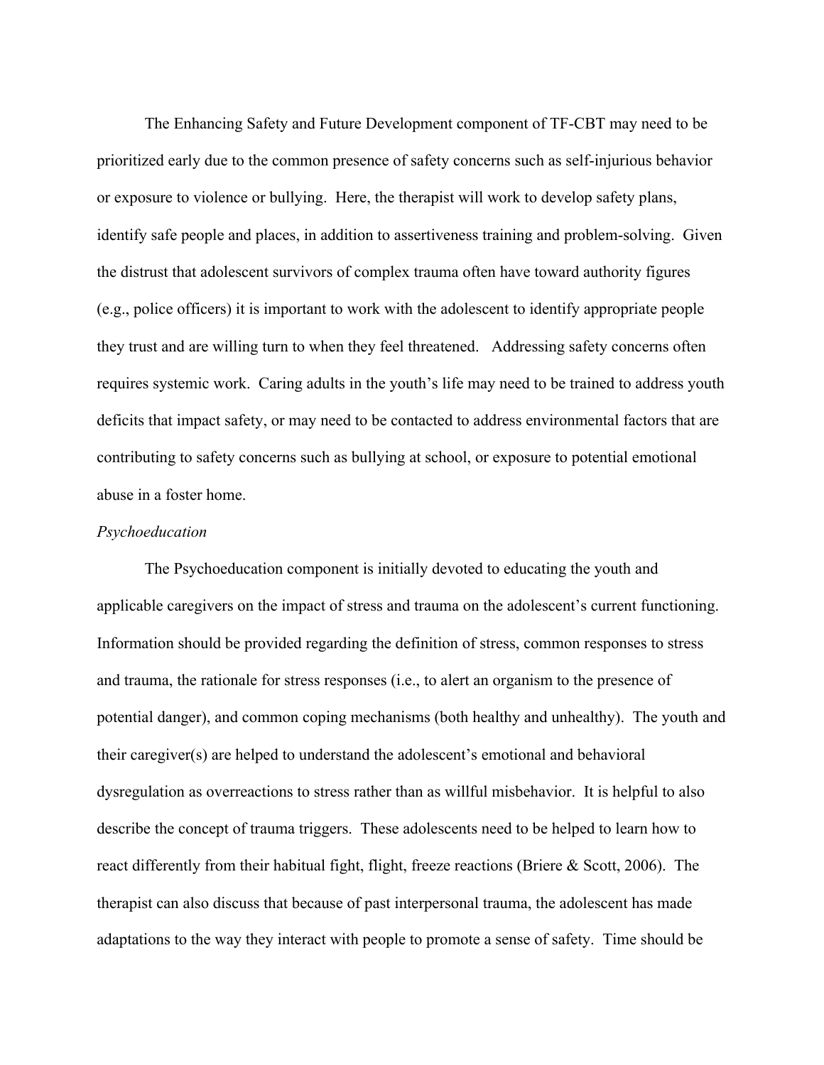The Enhancing Safety and Future Development component of TF-CBT may need to be prioritized early due to the common presence of safety concerns such as self-injurious behavior or exposure to violence or bullying. Here, the therapist will work to develop safety plans, identify safe people and places, in addition to assertiveness training and problem-solving. Given the distrust that adolescent survivors of complex trauma often have toward authority figures (e.g., police officers) it is important to work with the adolescent to identify appropriate people they trust and are willing turn to when they feel threatened. Addressing safety concerns often requires systemic work. Caring adults in the youth's life may need to be trained to address youth deficits that impact safety, or may need to be contacted to address environmental factors that are contributing to safety concerns such as bullying at school, or exposure to potential emotional abuse in a foster home.

*Psychoeducation*

The Psychoeducation component is initially devoted to educating the youth and applicable caregivers on the impact of stress and trauma on the adolescent's current functioning. Information should be provided regarding the definition of stress, common responses to stress and trauma, the rationale for stress responses (i.e., to alert an organism to the presence of potential danger), and common coping mechanisms (both healthy and unhealthy). The youth and their caregiver(s) are helped to understand the adolescent's emotional and behavioral dysregulation as overreactions to stress rather than as willful misbehavior. It is helpful to also describe the concept of trauma triggers. These adolescents need to be helped to learn how to react differently from their habitual fight, flight, freeze reactions (Briere & Scott, 2006). The therapist can also discuss that because of past interpersonal trauma, the adolescent has made adaptations to the way they interact with people to promote a sense of safety. Time should be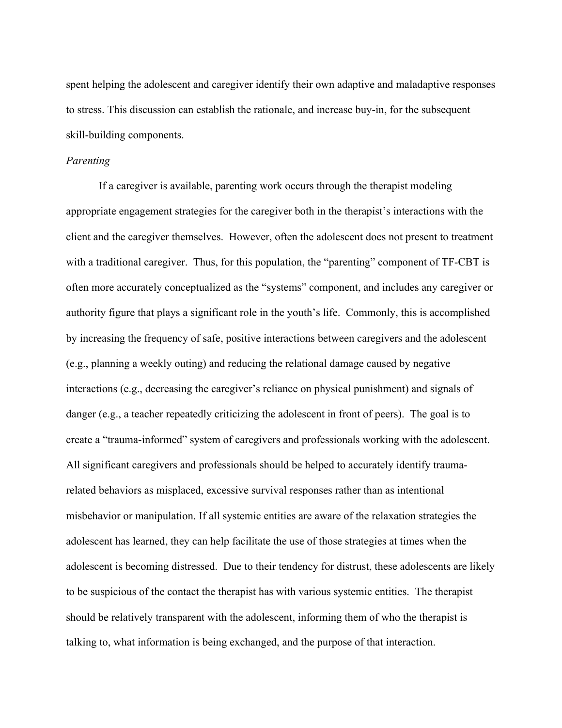spent helping the adolescent and caregiver identify their own adaptive and maladaptive responses to stress. This discussion can establish the rationale, and increase buy-in, for the subsequent skill-building components.

*Parenting*

If a caregiver is available, parenting work occurs through the therapist modeling appropriate engagement strategies for the caregiver both in the therapist's interactions with the client and the caregiver themselves. However, often the adolescent does not present to treatment with a traditional caregiver. Thus, for this population, the "parenting" component of TF-CBT is often more accurately conceptualized as the "systems" component, and includes any caregiver or authority figure that plays a significant role in the youth's life. Commonly, this is accomplished by increasing the frequency of safe, positive interactions between caregivers and the adolescent (e.g., planning a weekly outing) and reducing the relational damage caused by negative interactions (e.g., decreasing the caregiver's reliance on physical punishment) and signals of danger (e.g., a teacher repeatedly criticizing the adolescent in front of peers). The goal is to create a "trauma-informed" system of caregivers and professionals working with the adolescent. All significant caregivers and professionals should be helped to accurately identify trauma-related behaviors as misplaced, excessive survival responses rather than as intentional misbehavior or manipulation. If all systemic entities are aware of the relaxation strategies the adolescent has learned, they can help facilitate the use of those strategies at times when the adolescent is becoming distressed. Due to their tendency for distrust, these adolescents are likely to be suspicious of the contact the therapist has with various systemic entities. The therapist should be relatively transparent with the adolescent, informing them of who the therapist is talking to, what information is being exchanged, and the purpose of that interaction.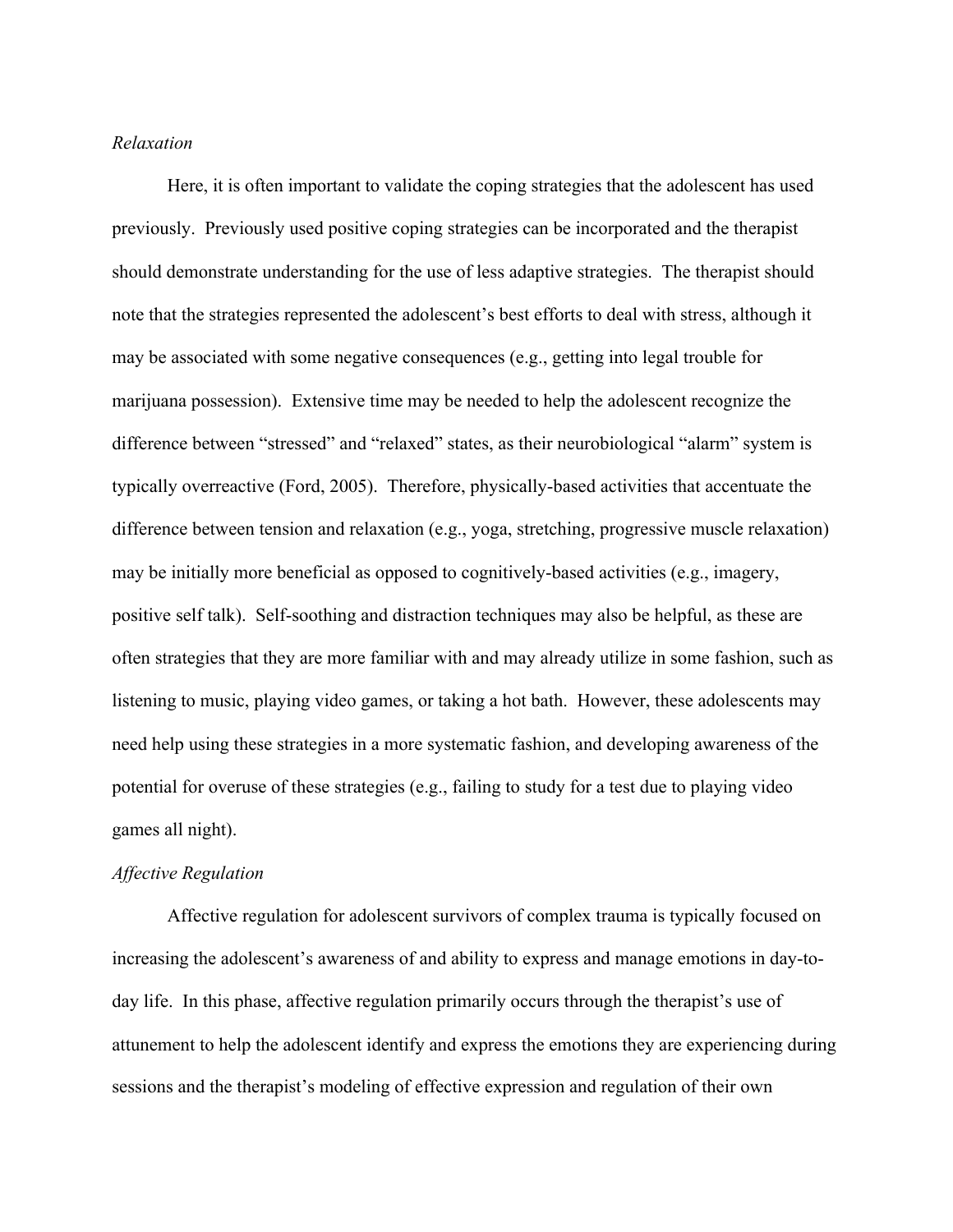*Relaxation*

Here, it is often important to validate the coping strategies that the adolescent has used previously. Previously used positive coping strategies can be incorporated and the therapist should demonstrate understanding for the use of less adaptive strategies. The therapist should note that the strategies represented the adolescent's best efforts to deal with stress, although it may be associated with some negative consequences (e.g., getting into legal trouble for marijuana possession). Extensive time may be needed to help the adolescent recognize the difference between "stressed" and "relaxed" states, as their neurobiological "alarm" system is typically overreactive (Ford, 2005). Therefore, physically-based activities that accentuate the difference between tension and relaxation (e.g., yoga, stretching, progressive muscle relaxation) may be initially more beneficial as opposed to cognitively-based activities (e.g., imagery, positive self talk). Self-soothing and distraction techniques may also be helpful, as these are often strategies that they are more familiar with and may already utilize in some fashion, such as listening to music, playing video games, or taking a hot bath. However, these adolescents may need help using these strategies in a more systematic fashion, and developing awareness of the potential for overuse of these strategies (e.g., failing to study for a test due to playing video games all night).

*Affective Regulation*

Affective regulation for adolescent survivors of complex trauma is typically focused on increasing the adolescent's awareness of and ability to express and manage emotions in day-to-day life. In this phase, affective regulation primarily occurs through the therapist's use of attunement to help the adolescent identify and express the emotions they are experiencing during sessions and the therapist's modeling of effective expression and regulation of their own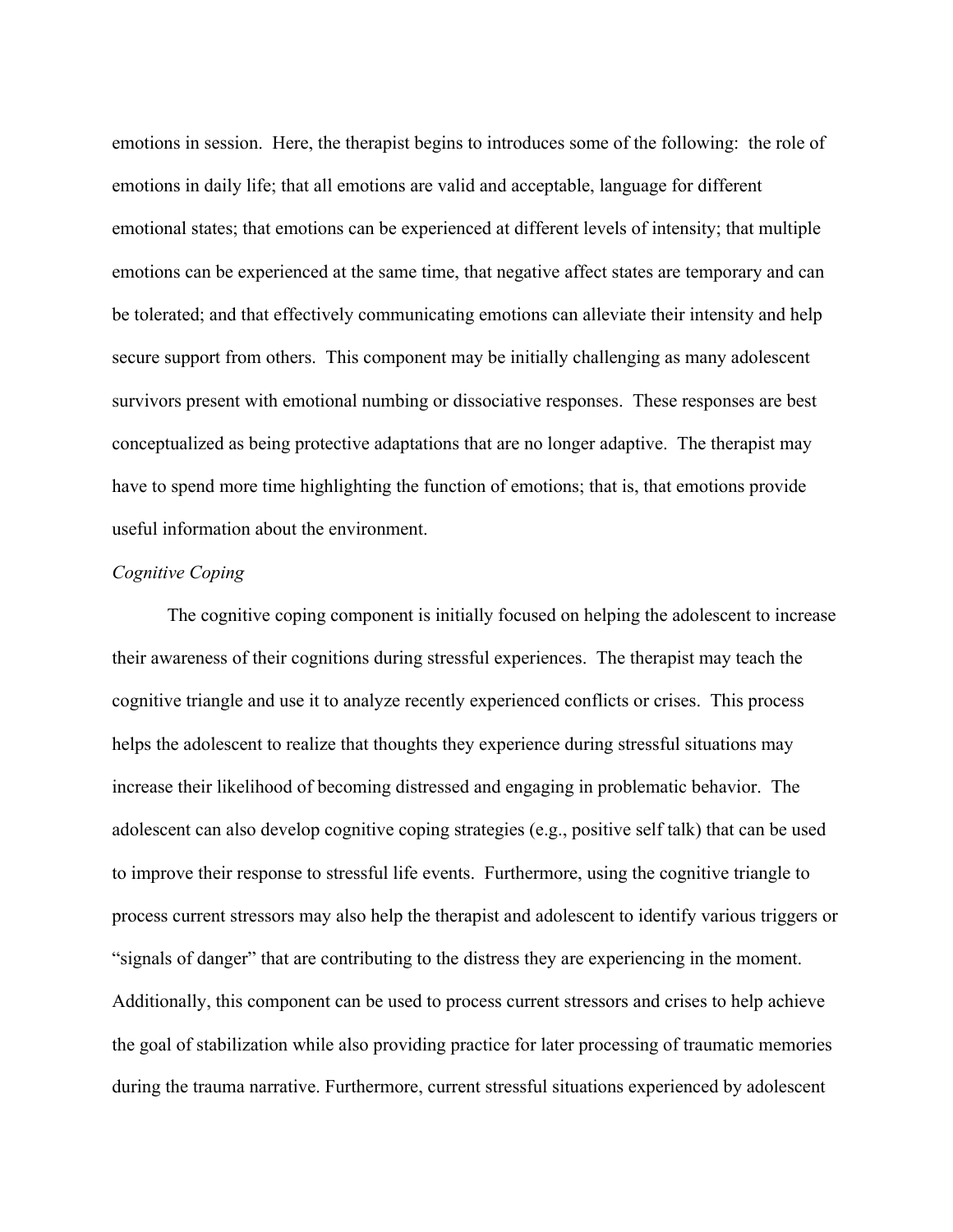emotions in session. Here, the therapist begins to introduces some of the following: the role of emotions in daily life; that all emotions are valid and acceptable, language for different emotional states; that emotions can be experienced at different levels of intensity; that multiple emotions can be experienced at the same time, that negative affect states are temporary and can be tolerated; and that effectively communicating emotions can alleviate their intensity and help secure support from others. This component may be initially challenging as many adolescent survivors present with emotional numbing or dissociative responses. These responses are best conceptualized as being protective adaptations that are no longer adaptive. The therapist may have to spend more time highlighting the function of emotions; that is, that emotions provide useful information about the environment.

*Cognitive Coping*

The cognitive coping component is initially focused on helping the adolescent to increase their awareness of their cognitions during stressful experiences. The therapist may teach the cognitive triangle and use it to analyze recently experienced conflicts or crises. This process helps the adolescent to realize that thoughts they experience during stressful situations may increase their likelihood of becoming distressed and engaging in problematic behavior. The adolescent can also develop cognitive coping strategies (e.g., positive self talk) that can be used to improve their response to stressful life events. Furthermore, using the cognitive triangle to process current stressors may also help the therapist and adolescent to identify various triggers or "signals of danger" that are contributing to the distress they are experiencing in the moment. Additionally, this component can be used to process current stressors and crises to help achieve the goal of stabilization while also providing practice for later processing of traumatic memories during the trauma narrative. Furthermore, current stressful situations experienced by adolescent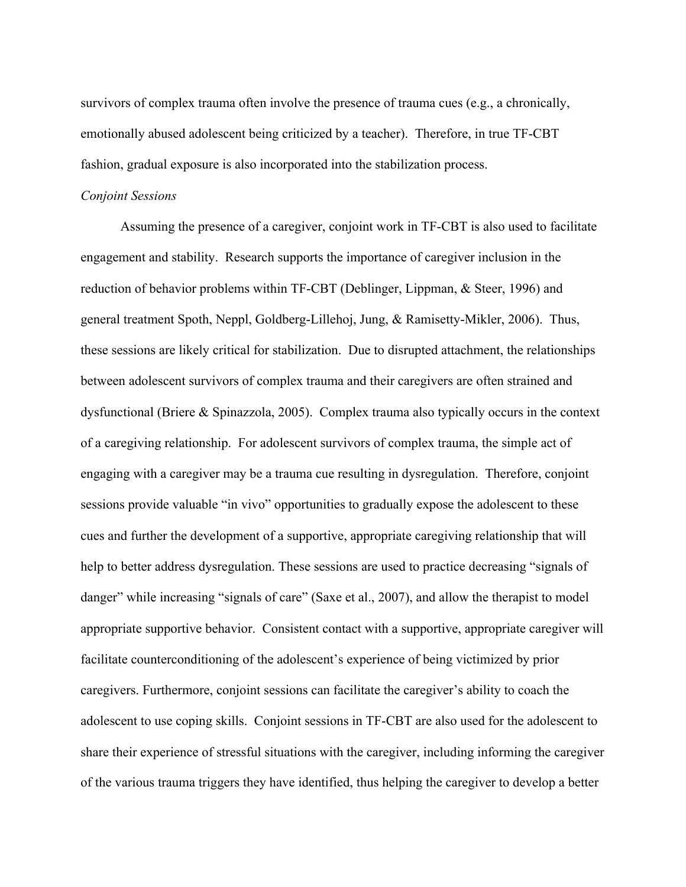survivors of complex trauma often involve the presence of trauma cues (e.g., a chronically, emotionally abused adolescent being criticized by a teacher). Therefore, in true TF-CBT fashion, gradual exposure is also incorporated into the stabilization process.

*Conjoint Sessions*

Assuming the presence of a caregiver, conjoint work in TF-CBT is also used to facilitate engagement and stability. Research supports the importance of caregiver inclusion in the reduction of behavior problems within TF-CBT (Deblinger, Lippman, & Steer, 1996) and general treatment Spoth, Neppl, Goldberg-Lillehoj, Jung, & Ramisetty-Mikler, 2006). Thus, these sessions are likely critical for stabilization. Due to disrupted attachment, the relationships between adolescent survivors of complex trauma and their caregivers are often strained and dysfunctional (Briere & Spinazzola, 2005). Complex trauma also typically occurs in the context of a caregiving relationship. For adolescent survivors of complex trauma, the simple act of engaging with a caregiver may be a trauma cue resulting in dysregulation. Therefore, conjoint sessions provide valuable "in vivo" opportunities to gradually expose the adolescent to these cues and further the development of a supportive, appropriate caregiving relationship that will help to better address dysregulation. These sessions are used to practice decreasing "signals of danger" while increasing "signals of care" (Saxe et al., 2007), and allow the therapist to model appropriate supportive behavior. Consistent contact with a supportive, appropriate caregiver will facilitate counterconditioning of the adolescent's experience of being victimized by prior caregivers. Furthermore, conjoint sessions can facilitate the caregiver's ability to coach the adolescent to use coping skills. Conjoint sessions in TF-CBT are also used for the adolescent to share their experience of stressful situations with the caregiver, including informing the caregiver of the various trauma triggers they have identified, thus helping the caregiver to develop a better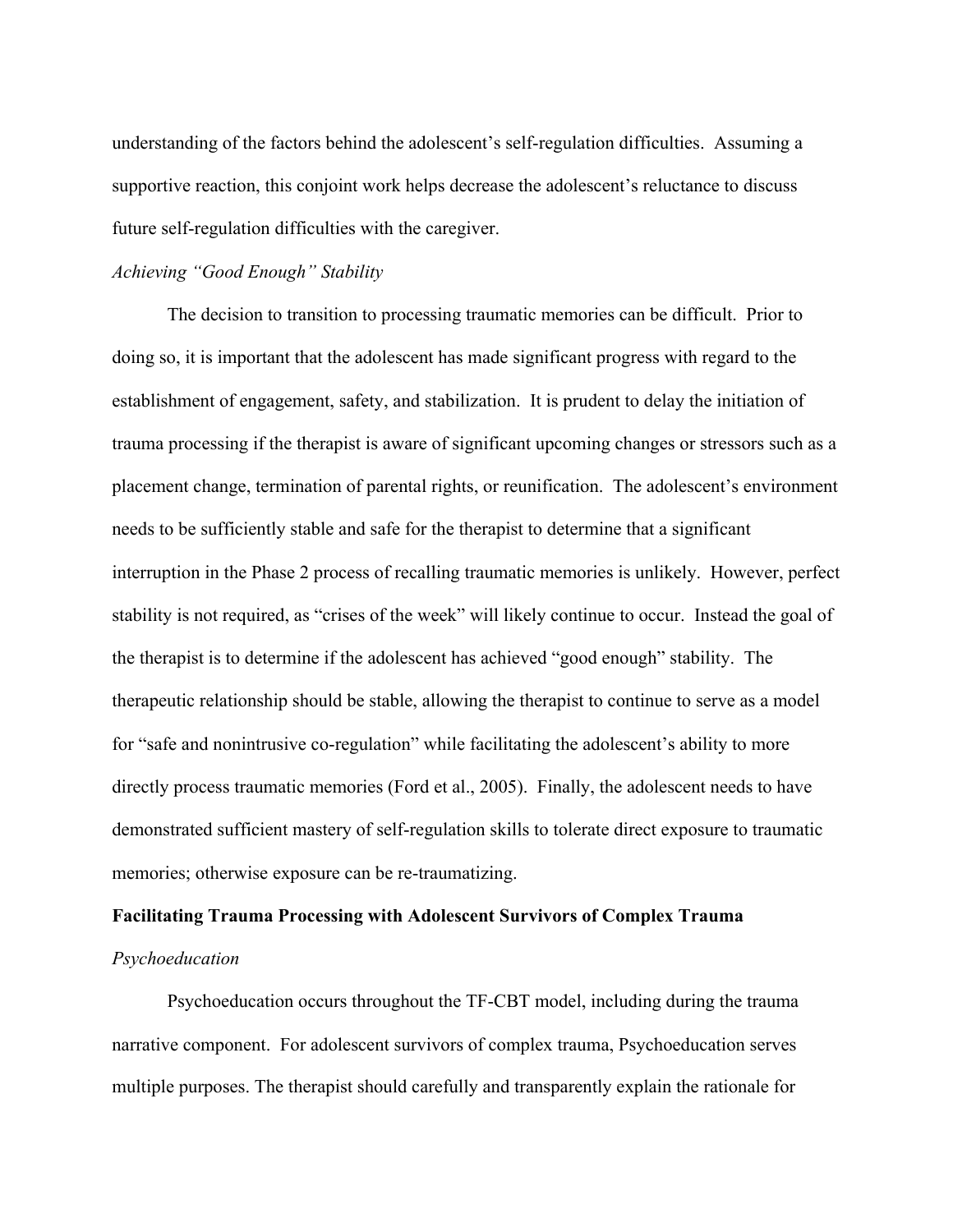understanding of the factors behind the adolescent's self-regulation difficulties. Assuming a supportive reaction, this conjoint work helps decrease the adolescent's reluctance to discuss future self-regulation difficulties with the caregiver.

*Achieving "Good Enough" Stability*

The decision to transition to processing traumatic memories can be difficult. Prior to doing so, it is important that the adolescent has made significant progress with regard to the establishment of engagement, safety, and stabilization. It is prudent to delay the initiation of trauma processing if the therapist is aware of significant upcoming changes or stressors such as a placement change, termination of parental rights, or reunification. The adolescent's environment needs to be sufficiently stable and safe for the therapist to determine that a significant interruption in the Phase 2 process of recalling traumatic memories is unlikely. However, perfect stability is not required, as "crises of the week" will likely continue to occur. Instead the goal of the therapist is to determine if the adolescent has achieved "good enough" stability. The therapeutic relationship should be stable, allowing the therapist to continue to serve as a model for "safe and nonintrusive co-regulation" while facilitating the adolescent's ability to more directly process traumatic memories (Ford et al., 2005). Finally, the adolescent needs to have demonstrated sufficient mastery of self-regulation skills to tolerate direct exposure to traumatic memories; otherwise exposure can be re-traumatizing.

**Facilitating Trauma Processing with Adolescent Survivors of Complex Trauma**

*Psychoeducation*

Psychoeducation occurs throughout the TF-CBT model, including during the trauma narrative component. For adolescent survivors of complex trauma, Psychoeducation serves multiple purposes. The therapist should carefully and transparently explain the rationale for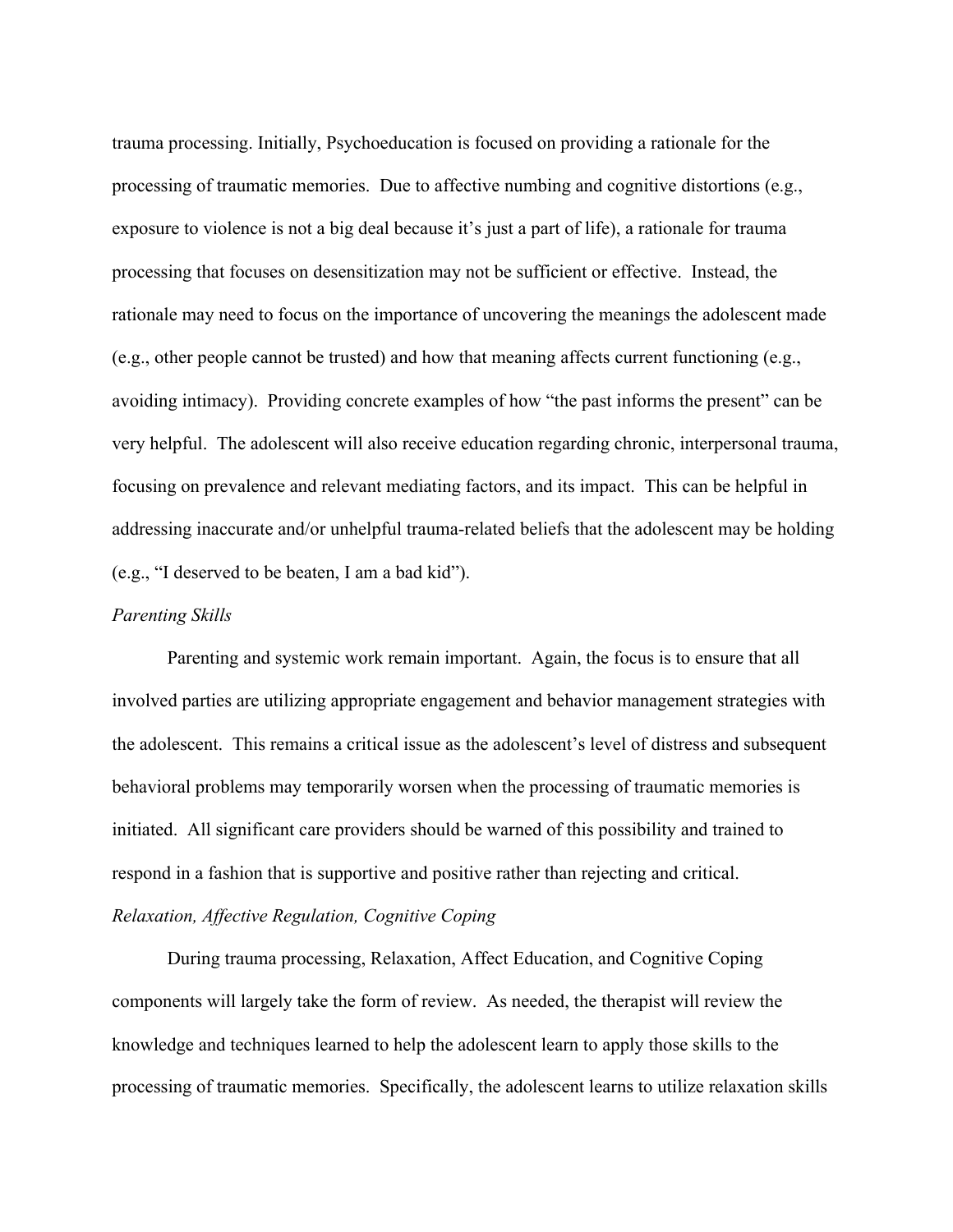trauma processing. Initially, Psychoeducation is focused on providing a rationale for the processing of traumatic memories. Due to affective numbing and cognitive distortions (e.g., exposure to violence is not a big deal because it's just a part of life), a rationale for trauma processing that focuses on desensitization may not be sufficient or effective. Instead, the rationale may need to focus on the importance of uncovering the meanings the adolescent made (e.g., other people cannot be trusted) and how that meaning affects current functioning (e.g., avoiding intimacy). Providing concrete examples of how "the past informs the present" can be very helpful. The adolescent will also receive education regarding chronic, interpersonal trauma, focusing on prevalence and relevant mediating factors, and its impact. This can be helpful in addressing inaccurate and/or unhelpful trauma-related beliefs that the adolescent may be holding (e.g., "I deserved to be beaten, I am a bad kid").

*Parenting Skills*

Parenting and systemic work remain important. Again, the focus is to ensure that all involved parties are utilizing appropriate engagement and behavior management strategies with the adolescent. This remains a critical issue as the adolescent's level of distress and subsequent behavioral problems may temporarily worsen when the processing of traumatic memories is initiated. All significant care providers should be warned of this possibility and trained to respond in a fashion that is supportive and positive rather than rejecting and critical.

*Relaxation, Affective Regulation, Cognitive Coping*

During trauma processing, Relaxation, Affect Education, and Cognitive Coping components will largely take the form of review. As needed, the therapist will review the knowledge and techniques learned to help the adolescent learn to apply those skills to the processing of traumatic memories. Specifically, the adolescent learns to utilize relaxation skills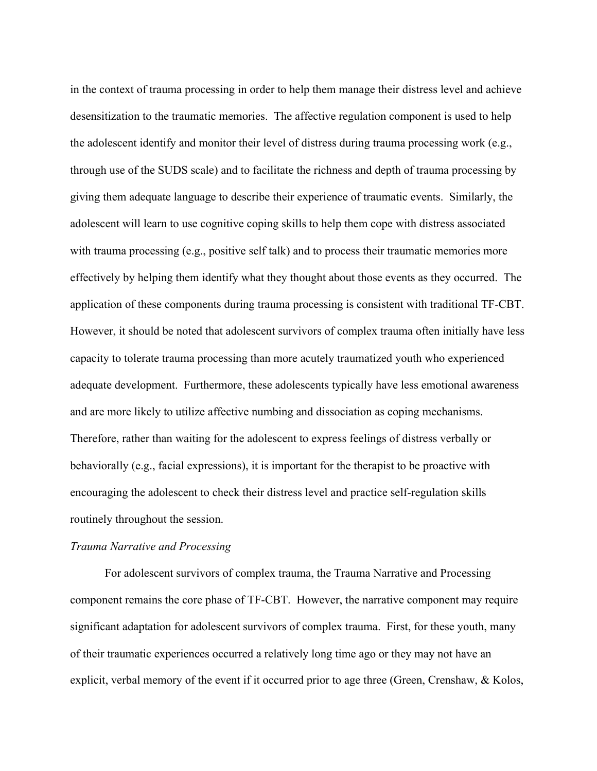in the context of trauma processing in order to help them manage their distress level and achieve desensitization to the traumatic memories. The affective regulation component is used to help the adolescent identify and monitor their level of distress during trauma processing work (e.g., through use of the SUDS scale) and to facilitate the richness and depth of trauma processing by giving them adequate language to describe their experience of traumatic events. Similarly, the adolescent will learn to use cognitive coping skills to help them cope with distress associated with trauma processing (e.g., positive self talk) and to process their traumatic memories more effectively by helping them identify what they thought about those events as they occurred. The application of these components during trauma processing is consistent with traditional TF-CBT. However, it should be noted that adolescent survivors of complex trauma often initially have less capacity to tolerate trauma processing than more acutely traumatized youth who experienced adequate development. Furthermore, these adolescents typically have less emotional awareness and are more likely to utilize affective numbing and dissociation as coping mechanisms. Therefore, rather than waiting for the adolescent to express feelings of distress verbally or behaviorally (e.g., facial expressions), it is important for the therapist to be proactive with encouraging the adolescent to check their distress level and practice self-regulation skills routinely throughout the session.

*Trauma Narrative and Processing*

For adolescent survivors of complex trauma, the Trauma Narrative and Processing component remains the core phase of TF-CBT. However, the narrative component may require significant adaptation for adolescent survivors of complex trauma. First, for these youth, many of their traumatic experiences occurred a relatively long time ago or they may not have an explicit, verbal memory of the event if it occurred prior to age three (Green, Crenshaw, & Kolos,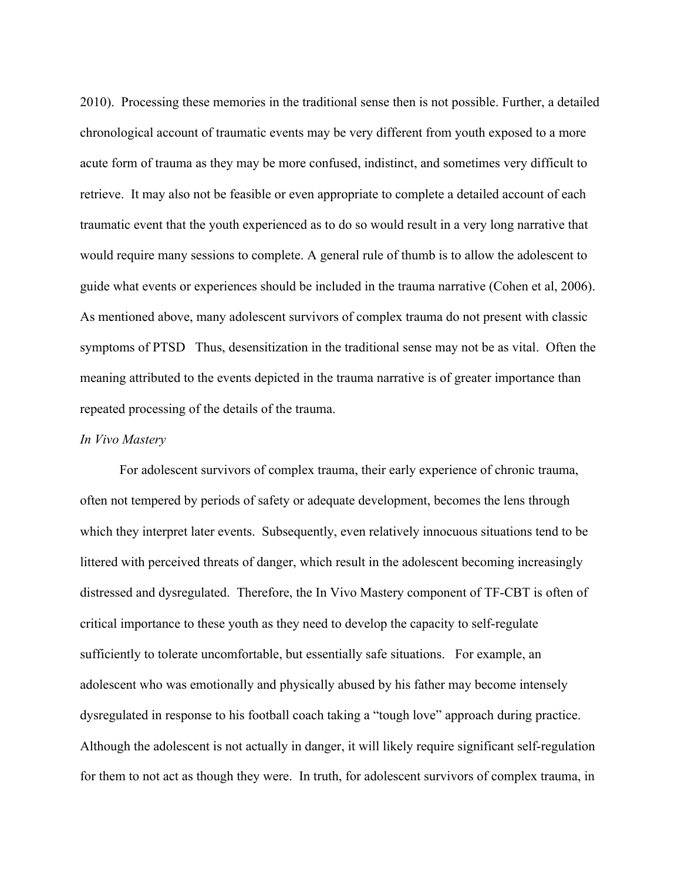2010). Processing these memories in the traditional sense then is not possible. Further, a detailed chronological account of traumatic events may be very different from youth exposed to a more acute form of trauma as they may be more confused, indistinct, and sometimes very difficult to retrieve. It may also not be feasible or even appropriate to complete a detailed account of each traumatic event that the youth experienced as to do so would result in a very long narrative that would require many sessions to complete. A general rule of thumb is to allow the adolescent to guide what events or experiences should be included in the trauma narrative (Cohen et al, 2006). As mentioned above, many adolescent survivors of complex trauma do not present with classic symptoms of PTSD Thus, desensitization in the traditional sense may not be as vital. Often the meaning attributed to the events depicted in the trauma narrative is of greater importance than repeated processing of the details of the trauma.

*In Vivo Mastery*

For adolescent survivors of complex trauma, their early experience of chronic trauma, often not tempered by periods of safety or adequate development, becomes the lens through which they interpret later events. Subsequently, even relatively innocuous situations tend to be littered with perceived threats of danger, which result in the adolescent becoming increasingly distressed and dysregulated. Therefore, the In Vivo Mastery component of TF-CBT is often of critical importance to these youth as they need to develop the capacity to self-regulate sufficiently to tolerate uncomfortable, but essentially safe situations. For example, an adolescent who was emotionally and physically abused by his father may become intensely dysregulated in response to his football coach taking a "tough love" approach during practice. Although the adolescent is not actually in danger, it will likely require significant self-regulation for them to not act as though they were. In truth, for adolescent survivors of complex trauma, in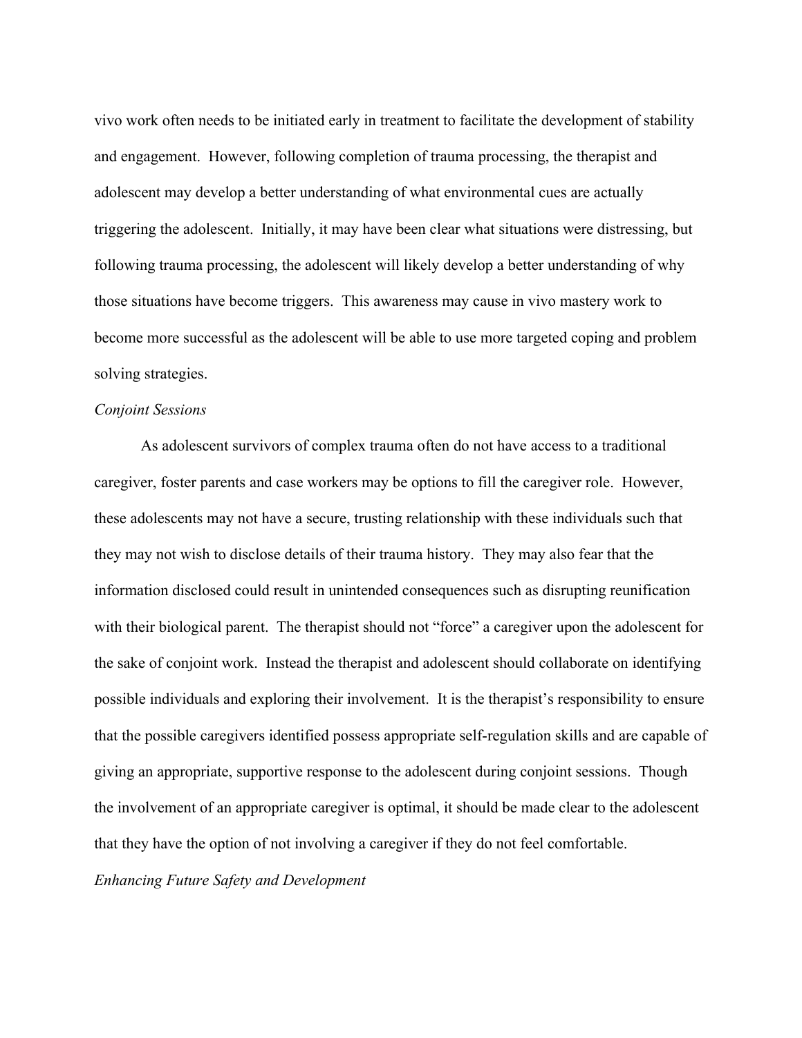vivo work often needs to be initiated early in treatment to facilitate the development of stability and engagement. However, following completion of trauma processing, the therapist and adolescent may develop a better understanding of what environmental cues are actually triggering the adolescent. Initially, it may have been clear what situations were distressing, but following trauma processing, the adolescent will likely develop a better understanding of why those situations have become triggers. This awareness may cause in vivo mastery work to become more successful as the adolescent will be able to use more targeted coping and problem solving strategies.

*Conjoint Sessions*

As adolescent survivors of complex trauma often do not have access to a traditional caregiver, foster parents and case workers may be options to fill the caregiver role. However, these adolescents may not have a secure, trusting relationship with these individuals such that they may not wish to disclose details of their trauma history. They may also fear that the information disclosed could result in unintended consequences such as disrupting reunification with their biological parent. The therapist should not "force" a caregiver upon the adolescent for the sake of conjoint work. Instead the therapist and adolescent should collaborate on identifying possible individuals and exploring their involvement. It is the therapist's responsibility to ensure that the possible caregivers identified possess appropriate self-regulation skills and are capable of giving an appropriate, supportive response to the adolescent during conjoint sessions. Though the involvement of an appropriate caregiver is optimal, it should be made clear to the adolescent that they have the option of not involving a caregiver if they do not feel comfortable.

*Enhancing Future Safety and Development*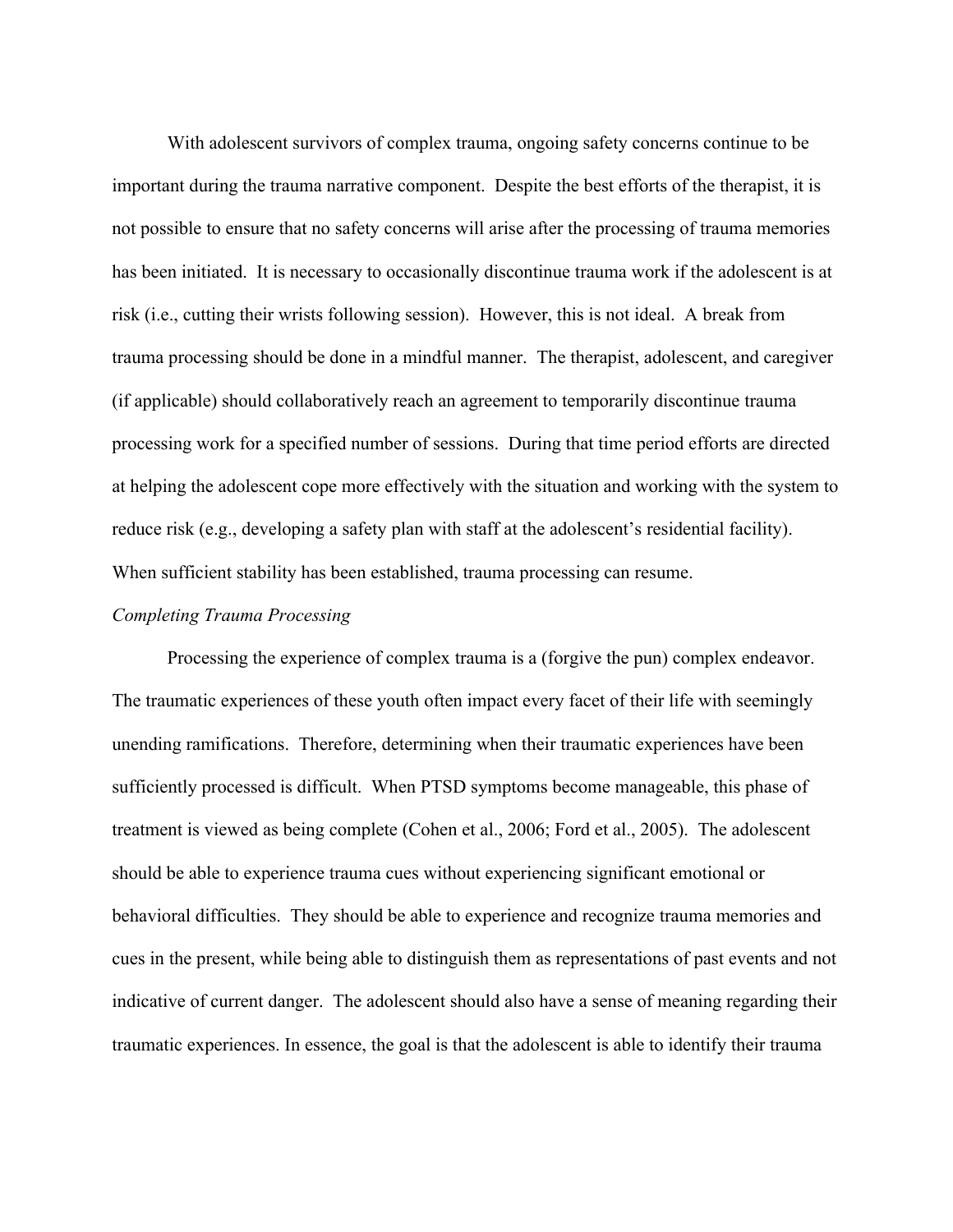With adolescent survivors of complex trauma, ongoing safety concerns continue to be important during the trauma narrative component. Despite the best efforts of the therapist, it is not possible to ensure that no safety concerns will arise after the processing of trauma memories has been initiated. It is necessary to occasionally discontinue trauma work if the adolescent is at risk (i.e., cutting their wrists following session). However, this is not ideal. A break from trauma processing should be done in a mindful manner. The therapist, adolescent, and caregiver (if applicable) should collaboratively reach an agreement to temporarily discontinue trauma processing work for a specified number of sessions. During that time period efforts are directed at helping the adolescent cope more effectively with the situation and working with the system to reduce risk (e.g., developing a safety plan with staff at the adolescent's residential facility). When sufficient stability has been established, trauma processing can resume.

*Completing Trauma Processing*

Processing the experience of complex trauma is a (forgive the pun) complex endeavor. The traumatic experiences of these youth often impact every facet of their life with seemingly unending ramifications. Therefore, determining when their traumatic experiences have been sufficiently processed is difficult. When PTSD symptoms become manageable, this phase of treatment is viewed as being complete (Cohen et al., 2006; Ford et al., 2005). The adolescent should be able to experience trauma cues without experiencing significant emotional or behavioral difficulties. They should be able to experience and recognize trauma memories and cues in the present, while being able to distinguish them as representations of past events and not indicative of current danger. The adolescent should also have a sense of meaning regarding their traumatic experiences. In essence, the goal is that the adolescent is able to identify their trauma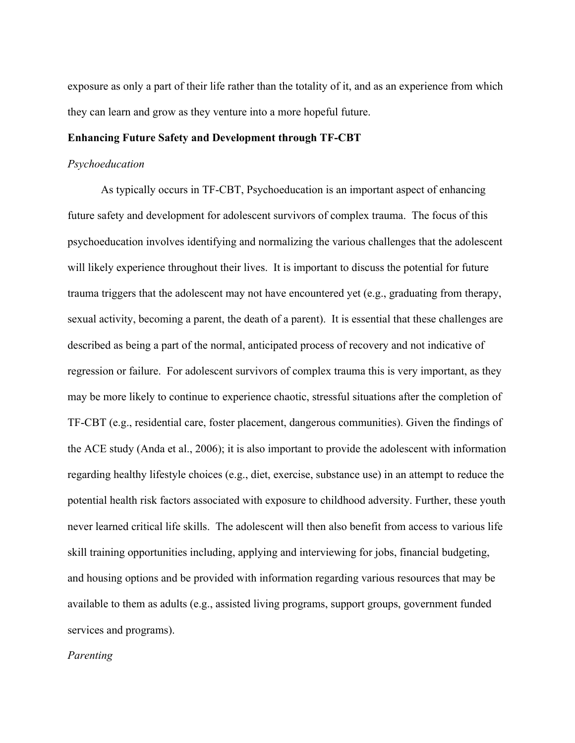exposure as only a part of their life rather than the totality of it, and as an experience from which they can learn and grow as they venture into a more hopeful future.

**Enhancing Future Safety and Development through TF-CBT**

*Psychoeducation*

As typically occurs in TF-CBT, Psychoeducation is an important aspect of enhancing future safety and development for adolescent survivors of complex trauma. The focus of this psychoeducation involves identifying and normalizing the various challenges that the adolescent will likely experience throughout their lives. It is important to discuss the potential for future trauma triggers that the adolescent may not have encountered yet (e.g., graduating from therapy, sexual activity, becoming a parent, the death of a parent). It is essential that these challenges are described as being a part of the normal, anticipated process of recovery and not indicative of regression or failure. For adolescent survivors of complex trauma this is very important, as they may be more likely to continue to experience chaotic, stressful situations after the completion of TF-CBT (e.g., residential care, foster placement, dangerous communities). Given the findings of the ACE study (Anda et al., 2006); it is also important to provide the adolescent with information regarding healthy lifestyle choices (e.g., diet, exercise, substance use) in an attempt to reduce the potential health risk factors associated with exposure to childhood adversity. Further, these youth never learned critical life skills. The adolescent will then also benefit from access to various life skill training opportunities including, applying and interviewing for jobs, financial budgeting, and housing options and be provided with information regarding various resources that may be available to them as adults (e.g., assisted living programs, support groups, government funded services and programs).

*Parenting*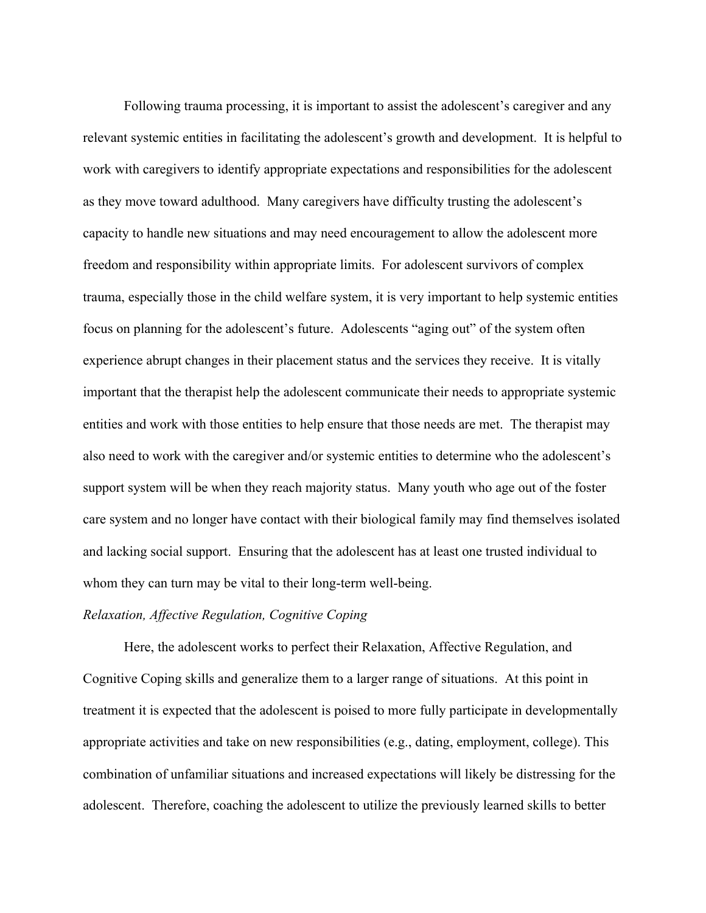Following trauma processing, it is important to assist the adolescent's caregiver and any relevant systemic entities in facilitating the adolescent's growth and development. It is helpful to work with caregivers to identify appropriate expectations and responsibilities for the adolescent as they move toward adulthood. Many caregivers have difficulty trusting the adolescent's capacity to handle new situations and may need encouragement to allow the adolescent more freedom and responsibility within appropriate limits. For adolescent survivors of complex trauma, especially those in the child welfare system, it is very important to help systemic entities focus on planning for the adolescent's future. Adolescents "aging out" of the system often experience abrupt changes in their placement status and the services they receive. It is vitally important that the therapist help the adolescent communicate their needs to appropriate systemic entities and work with those entities to help ensure that those needs are met. The therapist may also need to work with the caregiver and/or systemic entities to determine who the adolescent's support system will be when they reach majority status. Many youth who age out of the foster care system and no longer have contact with their biological family may find themselves isolated and lacking social support. Ensuring that the adolescent has at least one trusted individual to whom they can turn may be vital to their long-term well-being.

*Relaxation, Affective Regulation, Cognitive Coping*

Here, the adolescent works to perfect their Relaxation, Affective Regulation, and Cognitive Coping skills and generalize them to a larger range of situations. At this point in treatment it is expected that the adolescent is poised to more fully participate in developmentally appropriate activities and take on new responsibilities (e.g., dating, employment, college). This combination of unfamiliar situations and increased expectations will likely be distressing for the adolescent. Therefore, coaching the adolescent to utilize the previously learned skills to better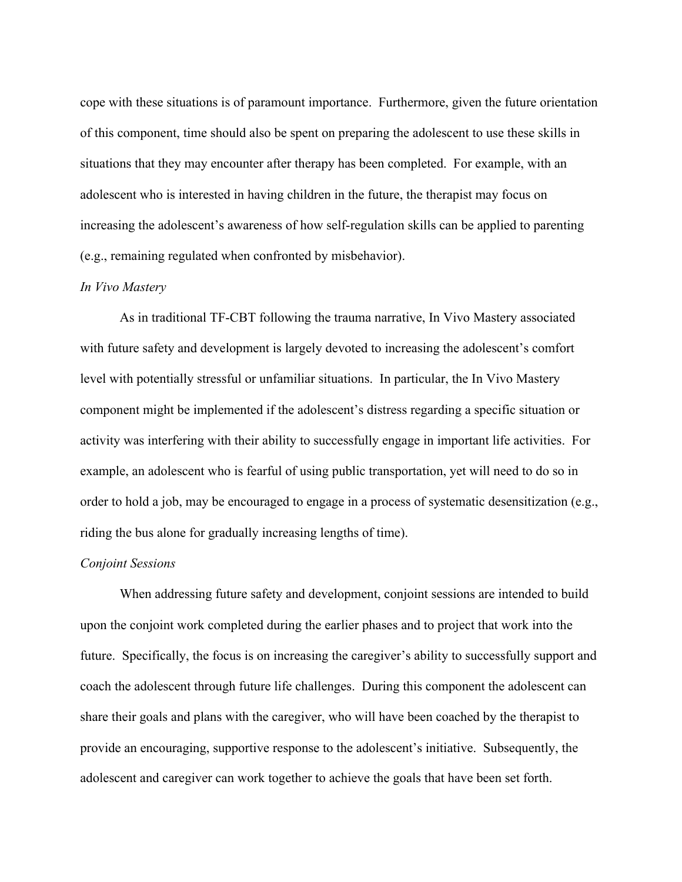cope with these situations is of paramount importance. Furthermore, given the future orientation of this component, time should also be spent on preparing the adolescent to use these skills in situations that they may encounter after therapy has been completed. For example, with an adolescent who is interested in having children in the future, the therapist may focus on increasing the adolescent's awareness of how self-regulation skills can be applied to parenting (e.g., remaining regulated when confronted by misbehavior).

*In Vivo Mastery*

As in traditional TF-CBT following the trauma narrative, In Vivo Mastery associated with future safety and development is largely devoted to increasing the adolescent's comfort level with potentially stressful or unfamiliar situations. In particular, the In Vivo Mastery component might be implemented if the adolescent's distress regarding a specific situation or activity was interfering with their ability to successfully engage in important life activities. For example, an adolescent who is fearful of using public transportation, yet will need to do so in order to hold a job, may be encouraged to engage in a process of systematic desensitization (e.g., riding the bus alone for gradually increasing lengths of time).

*Conjoint Sessions*

When addressing future safety and development, conjoint sessions are intended to build upon the conjoint work completed during the earlier phases and to project that work into the future. Specifically, the focus is on increasing the caregiver's ability to successfully support and coach the adolescent through future life challenges. During this component the adolescent can share their goals and plans with the caregiver, who will have been coached by the therapist to provide an encouraging, supportive response to the adolescent's initiative. Subsequently, the adolescent and caregiver can work together to achieve the goals that have been set forth.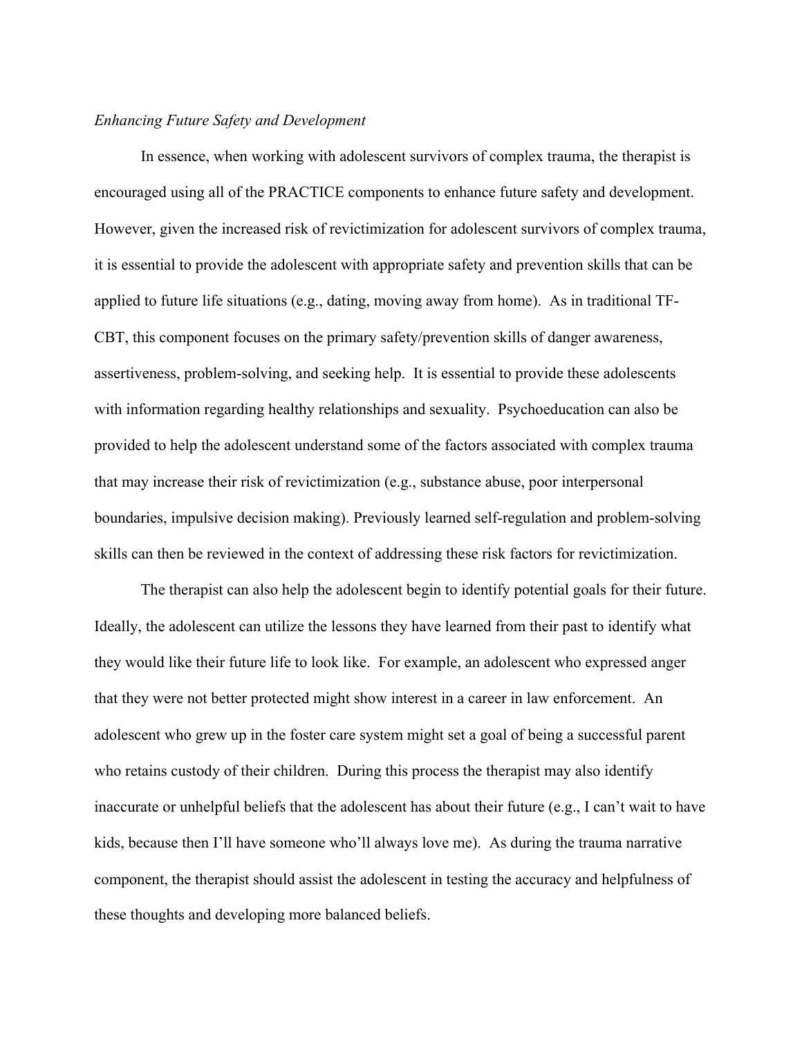*Enhancing Future Safety and Development*

In essence, when working with adolescent survivors of complex trauma, the therapist is encouraged using all of the PRACTICE components to enhance future safety and development. However, given the increased risk of revictimization for adolescent survivors of complex trauma, it is essential to provide the adolescent with appropriate safety and prevention skills that can be applied to future life situations (e.g., dating, moving away from home). As in traditional TF-CBT, this component focuses on the primary safety/prevention skills of danger awareness, assertiveness, problem-solving, and seeking help. It is essential to provide these adolescents with information regarding healthy relationships and sexuality. Psychoeducation can also be provided to help the adolescent understand some of the factors associated with complex trauma that may increase their risk of revictimization (e.g., substance abuse, poor interpersonal boundaries, impulsive decision making). Previously learned self-regulation and problem-solving skills can then be reviewed in the context of addressing these risk factors for revictimization.

The therapist can also help the adolescent begin to identify potential goals for their future. Ideally, the adolescent can utilize the lessons they have learned from their past to identify what they would like their future life to look like. For example, an adolescent who expressed anger that they were not better protected might show interest in a career in law enforcement. An adolescent who grew up in the foster care system might set a goal of being a successful parent who retains custody of their children. During this process the therapist may also identify inaccurate or unhelpful beliefs that the adolescent has about their future (e.g., I can't wait to have kids, because then I'll have someone who'll always love me). As during the trauma narrative component, the therapist should assist the adolescent in testing the accuracy and helpfulness of these thoughts and developing more balanced beliefs.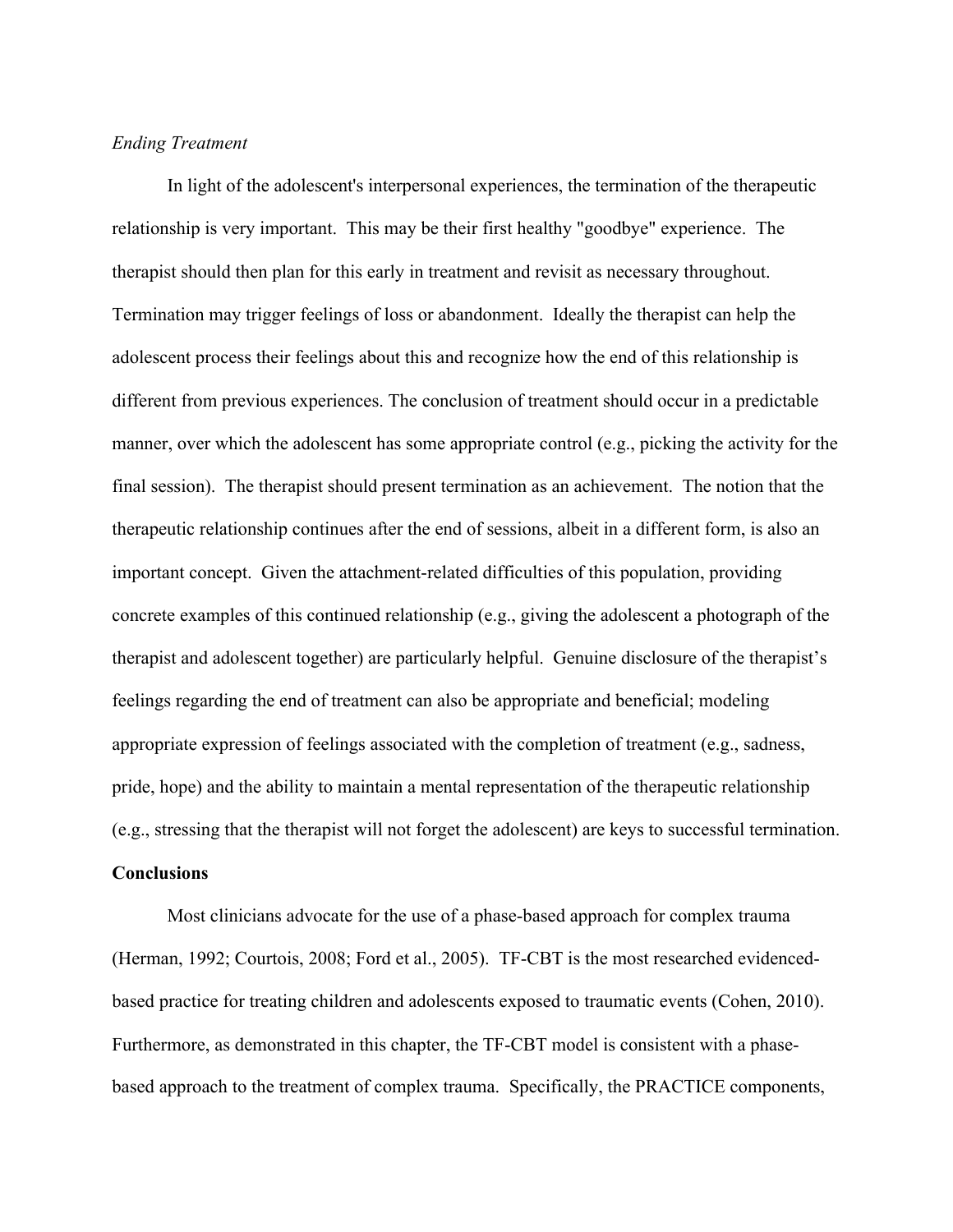*Ending Treatment*

In light of the adolescent's interpersonal experiences, the termination of the therapeutic relationship is very important. This may be their first healthy "goodbye" experience. The therapist should then plan for this early in treatment and revisit as necessary throughout. Termination may trigger feelings of loss or abandonment. Ideally the therapist can help the adolescent process their feelings about this and recognize how the end of this relationship is different from previous experiences. The conclusion of treatment should occur in a predictable manner, over which the adolescent has some appropriate control (e.g., picking the activity for the final session). The therapist should present termination as an achievement. The notion that the therapeutic relationship continues after the end of sessions, albeit in a different form, is also an important concept. Given the attachment-related difficulties of this population, providing concrete examples of this continued relationship (e.g., giving the adolescent a photograph of the therapist and adolescent together) are particularly helpful. Genuine disclosure of the therapist's feelings regarding the end of treatment can also be appropriate and beneficial; modeling appropriate expression of feelings associated with the completion of treatment (e.g., sadness, pride, hope) and the ability to maintain a mental representation of the therapeutic relationship (e.g., stressing that the therapist will not forget the adolescent) are keys to successful termination.

**Conclusions**

Most clinicians advocate for the use of a phase-based approach for complex trauma (Herman, 1992; Courtois, 2008; Ford et al., 2005). TF-CBT is the most researched evidenced-based practice for treating children and adolescents exposed to traumatic events (Cohen, 2010). Furthermore, as demonstrated in this chapter, the TF-CBT model is consistent with a phase-based approach to the treatment of complex trauma. Specifically, the PRACTICE components,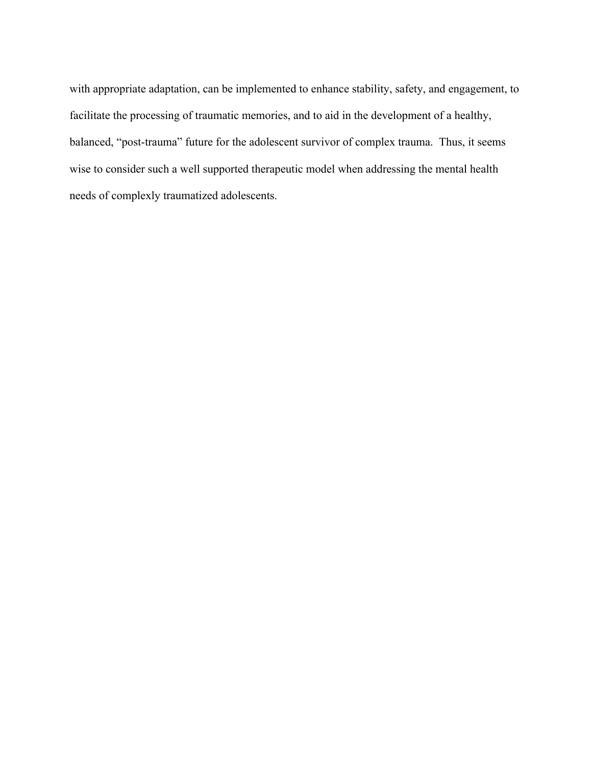with appropriate adaptation, can be implemented to enhance stability, safety, and engagement, to facilitate the processing of traumatic memories, and to aid in the development of a healthy, balanced, “post-trauma” future for the adolescent survivor of complex trauma. Thus, it seems wise to consider such a well supported therapeutic model when addressing the mental health needs of complexly traumatized adolescents.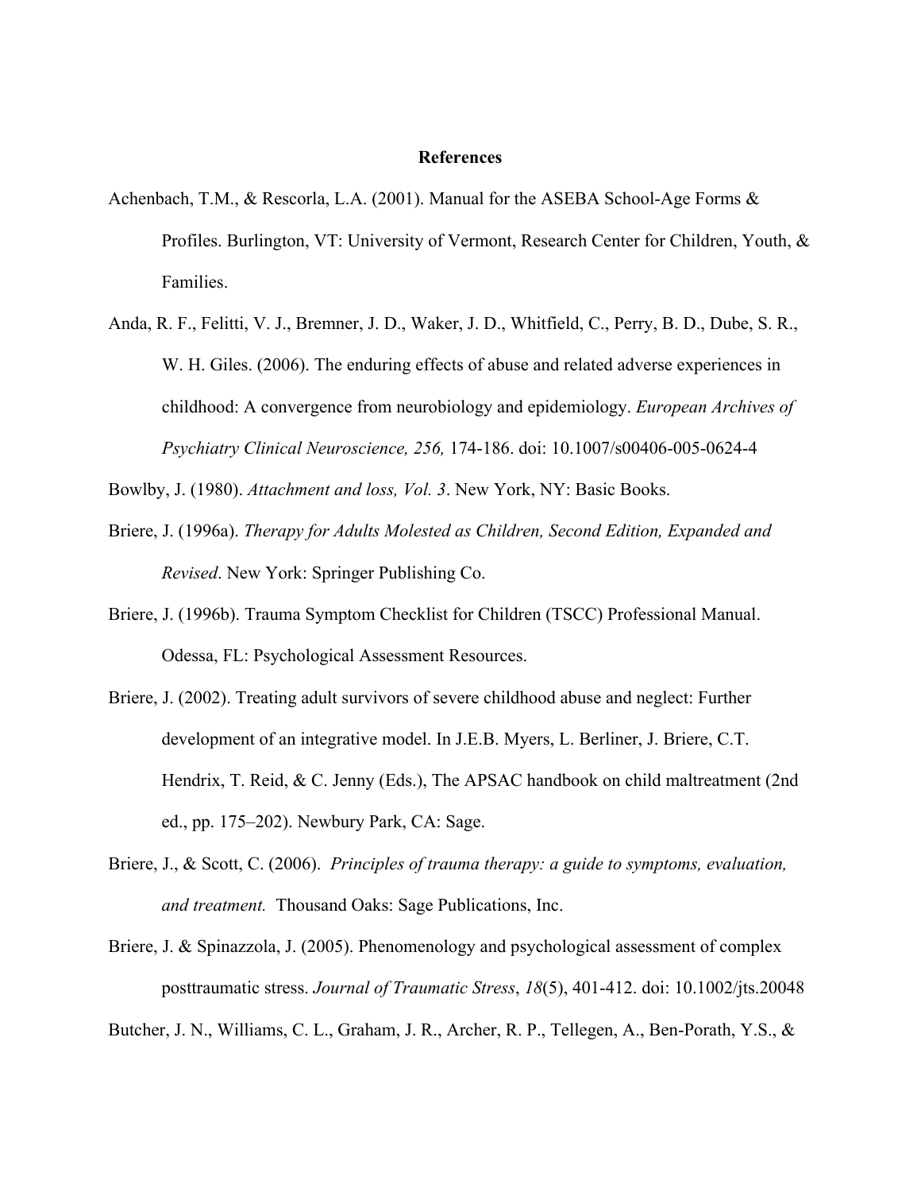# References

Achenbach, T.M., & Rescorla, L.A. (2001). Manual for the ASEBA School-Age Forms & Profiles. Burlington, VT: University of Vermont, Research Center for Children, Youth, & Families.

Anda, R. F., Felitti, V. J., Bremner, J. D., Waker, J. D., Whitfield, C., Perry, B. D., Dube, S. R., W. H. Giles. (2006). The enduring effects of abuse and related adverse experiences in childhood: A convergence from neurobiology and epidemiology. *European Archives of Psychiatry Clinical Neuroscience, 256,* 174-186. doi: 10.1007/s00406-005-0624-4

Bowlby, J. (1980). *Attachment and loss, Vol. 3*. New York, NY: Basic Books.

Briere, J. (1996a). *Therapy for Adults Molested as Children, Second Edition, Expanded and Revised*. New York: Springer Publishing Co.

Briere, J. (1996b). Trauma Symptom Checklist for Children (TSCC) Professional Manual. Odessa, FL: Psychological Assessment Resources.

Briere, J. (2002). Treating adult survivors of severe childhood abuse and neglect: Further development of an integrative model. In J.E.B. Myers, L. Berliner, J. Briere, C.T. Hendrix, T. Reid, & C. Jenny (Eds.), The APSAC handbook on child maltreatment (2nd ed., pp. 175–202). Newbury Park, CA: Sage.

Briere, J., & Scott, C. (2006). *Principles of trauma therapy: a guide to symptoms, evaluation, and treatment.* Thousand Oaks: Sage Publications, Inc.

Briere, J. & Spinazzola, J. (2005). Phenomenology and psychological assessment of complex posttraumatic stress. *Journal of Traumatic Stress*, *18*(5), 401-412. doi: 10.1002/jts.20048

Butcher, J. N., Williams, C. L., Graham, J. R., Archer, R. P., Tellegen, A., Ben-Porath, Y.S., &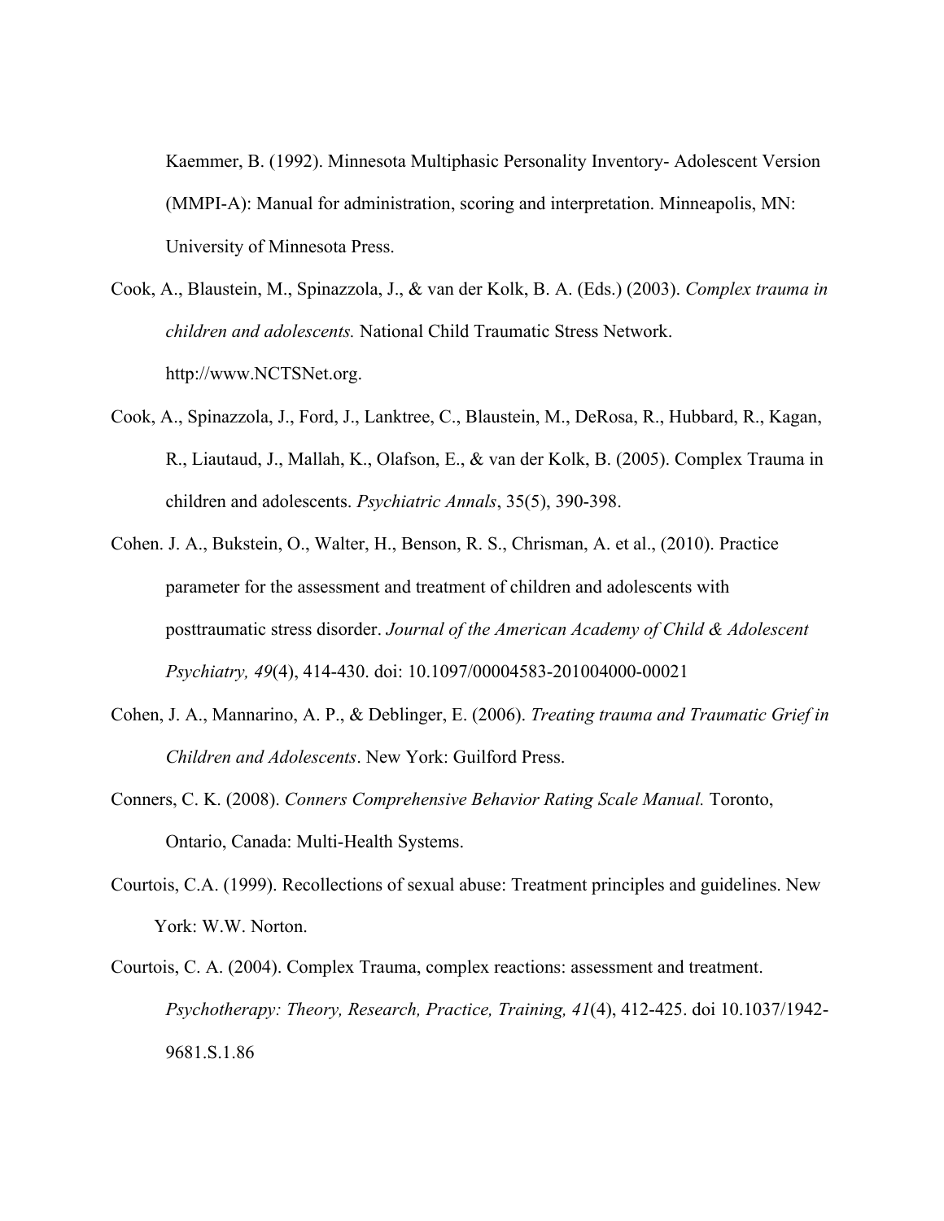Kaemmer, B. (1992). Minnesota Multiphasic Personality Inventory- Adolescent Version (MMPI-A): Manual for administration, scoring and interpretation. Minneapolis, MN: University of Minnesota Press.

Cook, A., Blaustein, M., Spinazzola, J., & van der Kolk, B. A. (Eds.) (2003). *Complex trauma in children and adolescents.* National Child Traumatic Stress Network. http://www.NCTSNet.org.

Cook, A., Spinazzola, J., Ford, J., Lanktree, C., Blaustein, M., DeRosa, R., Hubbard, R., Kagan, R., Liautaud, J., Mallah, K., Olafson, E., & van der Kolk, B. (2005). Complex Trauma in children and adolescents. *Psychiatric Annals*, 35(5), 390-398.

Cohen. J. A., Bukstein, O., Walter, H., Benson, R. S., Chrisman, A. et al., (2010). Practice parameter for the assessment and treatment of children and adolescents with posttraumatic stress disorder. *Journal of the American Academy of Child & Adolescent Psychiatry, 49*(4), 414-430. doi: 10.1097/00004583-201004000-00021

Cohen, J. A., Mannarino, A. P., & Deblinger, E. (2006). *Treating trauma and Traumatic Grief in Children and Adolescents*. New York: Guilford Press.

Conners, C. K. (2008). *Conners Comprehensive Behavior Rating Scale Manual.* Toronto, Ontario, Canada: Multi-Health Systems.

Courtois, C.A. (1999). Recollections of sexual abuse: Treatment principles and guidelines. New York: W.W. Norton.

Courtois, C. A. (2004). Complex Trauma, complex reactions: assessment and treatment. *Psychotherapy: Theory, Research, Practice, Training, 41*(4), 412-425. doi 10.1037/1942-9681.S.1.86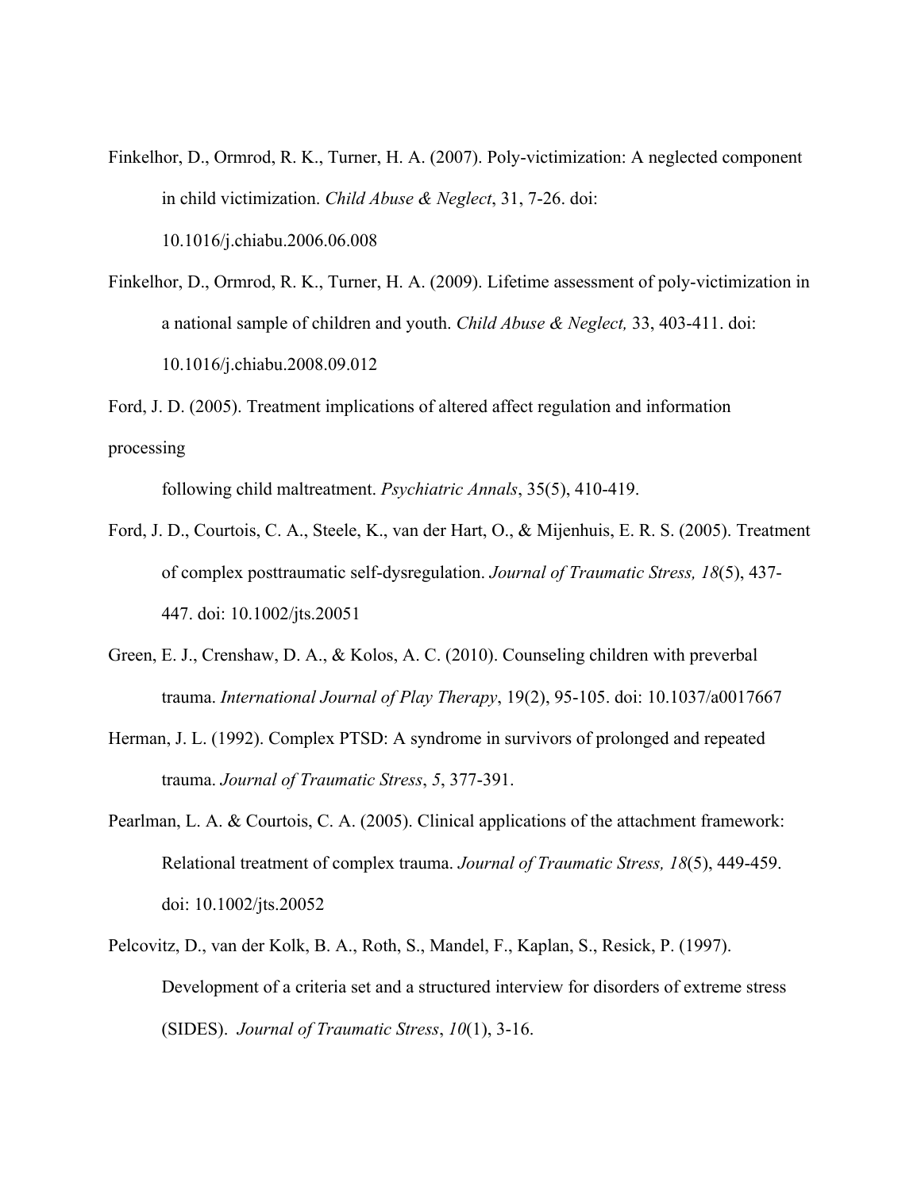Finkelhor, D., Ormrod, R. K., Turner, H. A. (2007). Poly-victimization: A neglected component in child victimization. *Child Abuse & Neglect*, 31, 7-26. doi: 10.1016/j.chiabu.2006.06.008

Finkelhor, D., Ormrod, R. K., Turner, H. A. (2009). Lifetime assessment of poly-victimization in a national sample of children and youth. *Child Abuse & Neglect,* 33, 403-411. doi: 10.1016/j.chiabu.2008.09.012

Ford, J. D. (2005). Treatment implications of altered affect regulation and information processing following child maltreatment. *Psychiatric Annals*, 35(5), 410-419.

Ford, J. D., Courtois, C. A., Steele, K., van der Hart, O., & Mijenhuis, E. R. S. (2005). Treatment of complex posttraumatic self-dysregulation. *Journal of Traumatic Stress, 18*(5), 437-447. doi: 10.1002/jts.20051

Green, E. J., Crenshaw, D. A., & Kolos, A. C. (2010). Counseling children with preverbal trauma. *International Journal of Play Therapy*, 19(2), 95-105. doi: 10.1037/a0017667

Herman, J. L. (1992). Complex PTSD: A syndrome in survivors of prolonged and repeated trauma. *Journal of Traumatic Stress*, *5*, 377-391.

Pearlman, L. A. & Courtois, C. A. (2005). Clinical applications of the attachment framework: Relational treatment of complex trauma. *Journal of Traumatic Stress, 18*(5), 449-459. doi: 10.1002/jts.20052

Pelcovitz, D., van der Kolk, B. A., Roth, S., Mandel, F., Kaplan, S., Resick, P. (1997). Development of a criteria set and a structured interview for disorders of extreme stress (SIDES). *Journal of Traumatic Stress*, *10*(1), 3-16.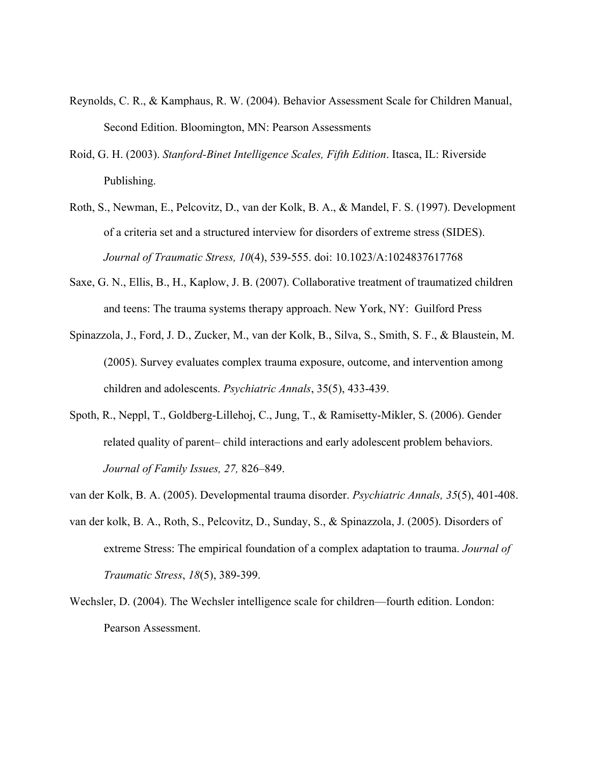Reynolds, C. R., & Kamphaus, R. W. (2004). Behavior Assessment Scale for Children Manual, Second Edition. Bloomington, MN: Pearson Assessments

Roid, G. H. (2003). *Stanford-Binet Intelligence Scales, Fifth Edition*. Itasca, IL: Riverside Publishing.

Roth, S., Newman, E., Pelcovitz, D., van der Kolk, B. A., & Mandel, F. S. (1997). Development of a criteria set and a structured interview for disorders of extreme stress (SIDES). *Journal of Traumatic Stress, 10*(4), 539-555. doi: 10.1023/A:1024837617768

Saxe, G. N., Ellis, B., H., Kaplow, J. B. (2007). Collaborative treatment of traumatized children and teens: The trauma systems therapy approach. New York, NY: Guilford Press

Spinazzola, J., Ford, J. D., Zucker, M., van der Kolk, B., Silva, S., Smith, S. F., & Blaustein, M. (2005). Survey evaluates complex trauma exposure, outcome, and intervention among children and adolescents. *Psychiatric Annals*, 35(5), 433-439.

Spoth, R., Neppl, T., Goldberg-Lillehoj, C., Jung, T., & Ramisetty-Mikler, S. (2006). Gender related quality of parent– child interactions and early adolescent problem behaviors. *Journal of Family Issues, 27,* 826–849.

van der Kolk, B. A. (2005). Developmental trauma disorder. *Psychiatric Annals, 35*(5), 401-408.

van der kolk, B. A., Roth, S., Pelcovitz, D., Sunday, S., & Spinazzola, J. (2005). Disorders of extreme Stress: The empirical foundation of a complex adaptation to trauma. *Journal of Traumatic Stress*, *18*(5), 389-399.

Wechsler, D. (2004). The Wechsler intelligence scale for children—fourth edition. London: Pearson Assessment.